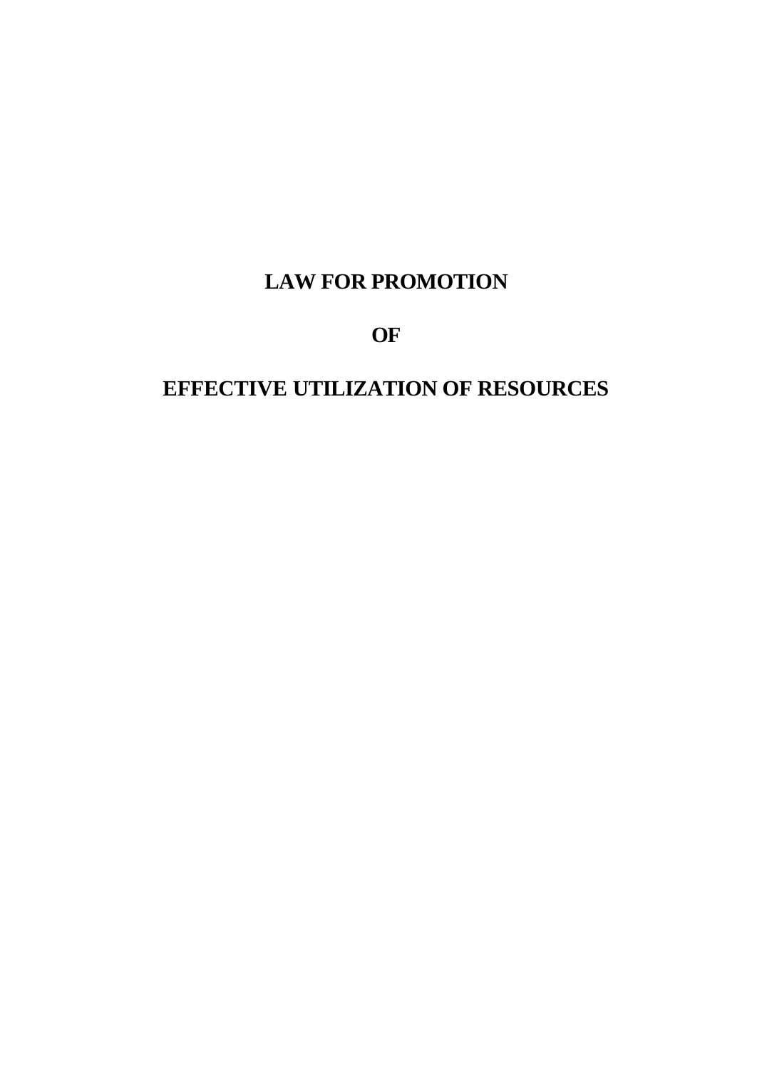# LAW FOR PROMOTION

# OF

# EFFECTIVE UTILIZATION OF RESOURCES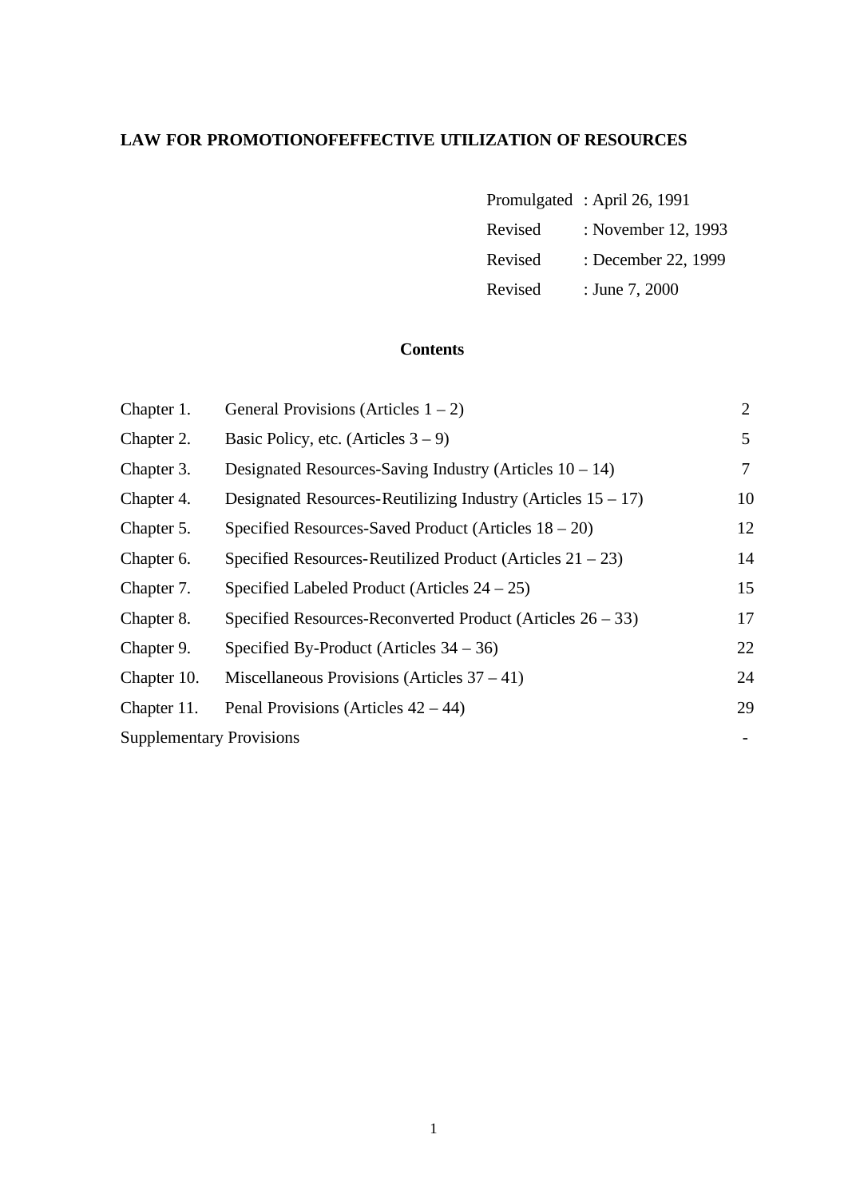# LAW FOR PROMOTIONOFEFFECTIVE UTILIZATION OF RESOURCES

| | |
|---|---|
| Promulgated | : April 26, 1991 |
| Revised | : November 12, 1993 |
| Revised | : December 22, 1999 |
| Revised | : June 7, 2000 |

## Contents

| | | |
|---|---|---|
| Chapter 1. | General Provisions (Articles 1 – 2) | 2 |
| Chapter 2. | Basic Policy, etc. (Articles 3 – 9) | 5 |
| Chapter 3. | Designated Resources-Saving Industry (Articles 10 – 14) | 7 |
| Chapter 4. | Designated Resources-Reutilizing Industry (Articles 15 – 17) | 10 |
| Chapter 5. | Specified Resources-Saved Product (Articles 18 – 20) | 12 |
| Chapter 6. | Specified Resources-Reutilized Product (Articles 21 – 23) | 14 |
| Chapter 7. | Specified Labeled Product (Articles 24 – 25) | 15 |
| Chapter 8. | Specified Resources-Reconverted Product (Articles 26 – 33) | 17 |
| Chapter 9. | Specified By-Product (Articles 34 – 36) | 22 |
| Chapter 10. | Miscellaneous Provisions (Articles 37 – 41) | 24 |
| Chapter 11. | Penal Provisions (Articles 42 – 44) | 29 |
| Supplementary Provisions | | - |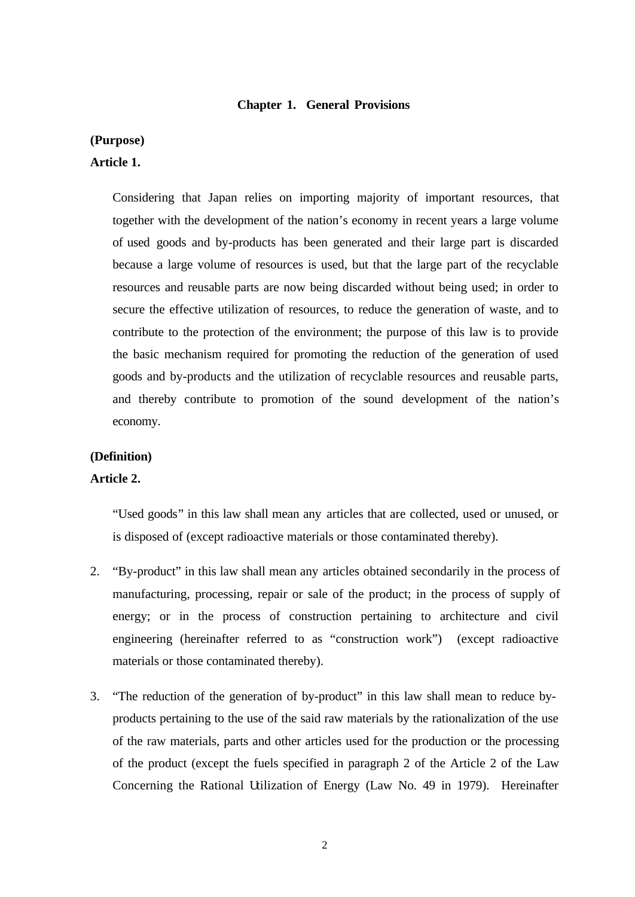## Chapter 1. General Provisions

**(Purpose)**

**Article 1.**

Considering that Japan relies on importing majority of important resources, that together with the development of the nation's economy in recent years a large volume of used goods and by-products has been generated and their large part is discarded because a large volume of resources is used, but that the large part of the recyclable resources and reusable parts are now being discarded without being used; in order to secure the effective utilization of resources, to reduce the generation of waste, and to contribute to the protection of the environment; the purpose of this law is to provide the basic mechanism required for promoting the reduction of the generation of used goods and by-products and the utilization of recyclable resources and reusable parts, and thereby contribute to promotion of the sound development of the nation's economy.

**(Definition)**

**Article 2.**

"Used goods" in this law shall mean any articles that are collected, used or unused, or is disposed of (except radioactive materials or those contaminated thereby).

2. "By-product" in this law shall mean any articles obtained secondarily in the process of manufacturing, processing, repair or sale of the product; in the process of supply of energy; or in the process of construction pertaining to architecture and civil engineering (hereinafter referred to as "construction work") (except radioactive materials or those contaminated thereby).

3. "The reduction of the generation of by-product" in this law shall mean to reduce by-products pertaining to the use of the said raw materials by the rationalization of the use of the raw materials, parts and other articles used for the production or the processing of the product (except the fuels specified in paragraph 2 of the Article 2 of the Law Concerning the Rational Utilization of Energy (Law No. 49 in 1979). Hereinafter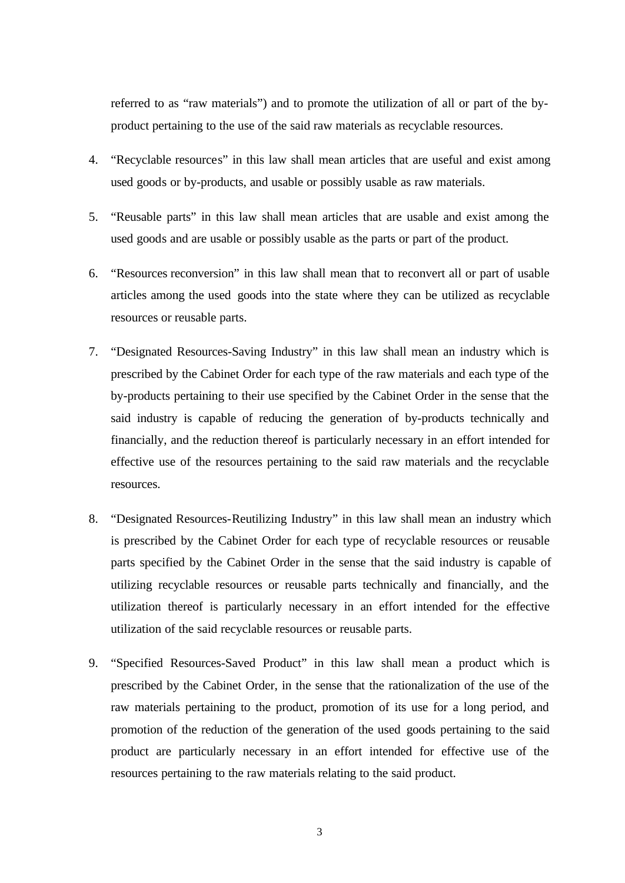referred to as "raw materials") and to promote the utilization of all or part of the by-product pertaining to the use of the said raw materials as recyclable resources.

4. "Recyclable resources" in this law shall mean articles that are useful and exist among used goods or by-products, and usable or possibly usable as raw materials.

5. "Reusable parts" in this law shall mean articles that are usable and exist among the used goods and are usable or possibly usable as the parts or part of the product.

6. "Resources reconversion" in this law shall mean that to reconvert all or part of usable articles among the used goods into the state where they can be utilized as recyclable resources or reusable parts.

7. "Designated Resources-Saving Industry" in this law shall mean an industry which is prescribed by the Cabinet Order for each type of the raw materials and each type of the by-products pertaining to their use specified by the Cabinet Order in the sense that the said industry is capable of reducing the generation of by-products technically and financially, and the reduction thereof is particularly necessary in an effort intended for effective use of the resources pertaining to the said raw materials and the recyclable resources.

8. "Designated Resources-Reutilizing Industry" in this law shall mean an industry which is prescribed by the Cabinet Order for each type of recyclable resources or reusable parts specified by the Cabinet Order in the sense that the said industry is capable of utilizing recyclable resources or reusable parts technically and financially, and the utilization thereof is particularly necessary in an effort intended for the effective utilization of the said recyclable resources or reusable parts.

9. "Specified Resources-Saved Product" in this law shall mean a product which is prescribed by the Cabinet Order, in the sense that the rationalization of the use of the raw materials pertaining to the product, promotion of its use for a long period, and promotion of the reduction of the generation of the used goods pertaining to the said product are particularly necessary in an effort intended for effective use of the resources pertaining to the raw materials relating to the said product.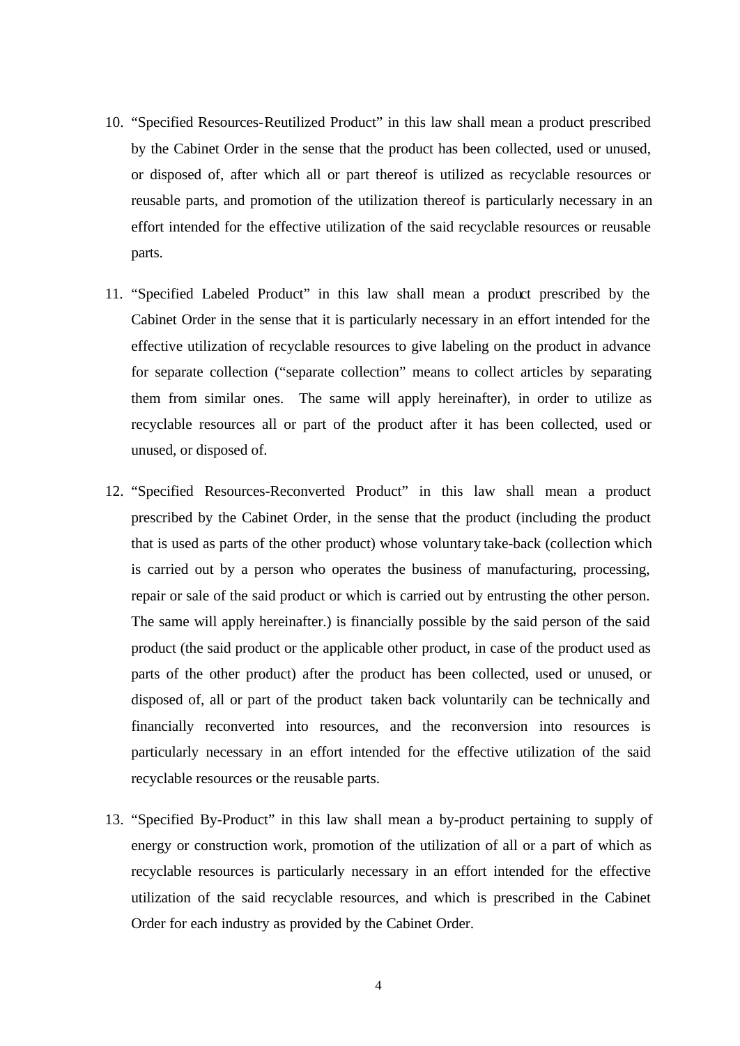10. "Specified Resources-Reutilized Product" in this law shall mean a product prescribed by the Cabinet Order in the sense that the product has been collected, used or unused, or disposed of, after which all or part thereof is utilized as recyclable resources or reusable parts, and promotion of the utilization thereof is particularly necessary in an effort intended for the effective utilization of the said recyclable resources or reusable parts.

11. "Specified Labeled Product" in this law shall mean a product prescribed by the Cabinet Order in the sense that it is particularly necessary in an effort intended for the effective utilization of recyclable resources to give labeling on the product in advance for separate collection ("separate collection" means to collect articles by separating them from similar ones. The same will apply hereinafter), in order to utilize as recyclable resources all or part of the product after it has been collected, used or unused, or disposed of.

12. "Specified Resources-Reconverted Product" in this law shall mean a product prescribed by the Cabinet Order, in the sense that the product (including the product that is used as parts of the other product) whose voluntary take-back (collection which is carried out by a person who operates the business of manufacturing, processing, repair or sale of the said product or which is carried out by entrusting the other person. The same will apply hereinafter.) is financially possible by the said person of the said product (the said product or the applicable other product, in case of the product used as parts of the other product) after the product has been collected, used or unused, or disposed of, all or part of the product taken back voluntarily can be technically and financially reconverted into resources, and the reconversion into resources is particularly necessary in an effort intended for the effective utilization of the said recyclable resources or the reusable parts.

13. "Specified By-Product" in this law shall mean a by-product pertaining to supply of energy or construction work, promotion of the utilization of all or a part of which as recyclable resources is particularly necessary in an effort intended for the effective utilization of the said recyclable resources, and which is prescribed in the Cabinet Order for each industry as provided by the Cabinet Order.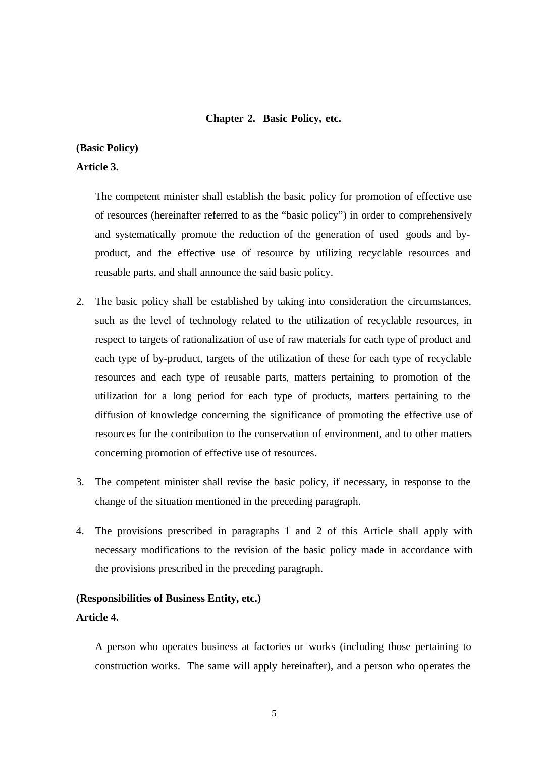## Chapter 2. Basic Policy, etc.

**(Basic Policy)**

**Article 3.**

The competent minister shall establish the basic policy for promotion of effective use of resources (hereinafter referred to as the "basic policy") in order to comprehensively and systematically promote the reduction of the generation of used goods and by-product, and the effective use of resource by utilizing recyclable resources and reusable parts, and shall announce the said basic policy.

2. The basic policy shall be established by taking into consideration the circumstances, such as the level of technology related to the utilization of recyclable resources, in respect to targets of rationalization of use of raw materials for each type of product and each type of by-product, targets of the utilization of these for each type of recyclable resources and each type of reusable parts, matters pertaining to promotion of the utilization for a long period for each type of products, matters pertaining to the diffusion of knowledge concerning the significance of promoting the effective use of resources for the contribution to the conservation of environment, and to other matters concerning promotion of effective use of resources.

3. The competent minister shall revise the basic policy, if necessary, in response to the change of the situation mentioned in the preceding paragraph.

4. The provisions prescribed in paragraphs 1 and 2 of this Article shall apply with necessary modifications to the revision of the basic policy made in accordance with the provisions prescribed in the preceding paragraph.

**(Responsibilities of Business Entity, etc.)**

**Article 4.**

A person who operates business at factories or works (including those pertaining to construction works. The same will apply hereinafter), and a person who operates the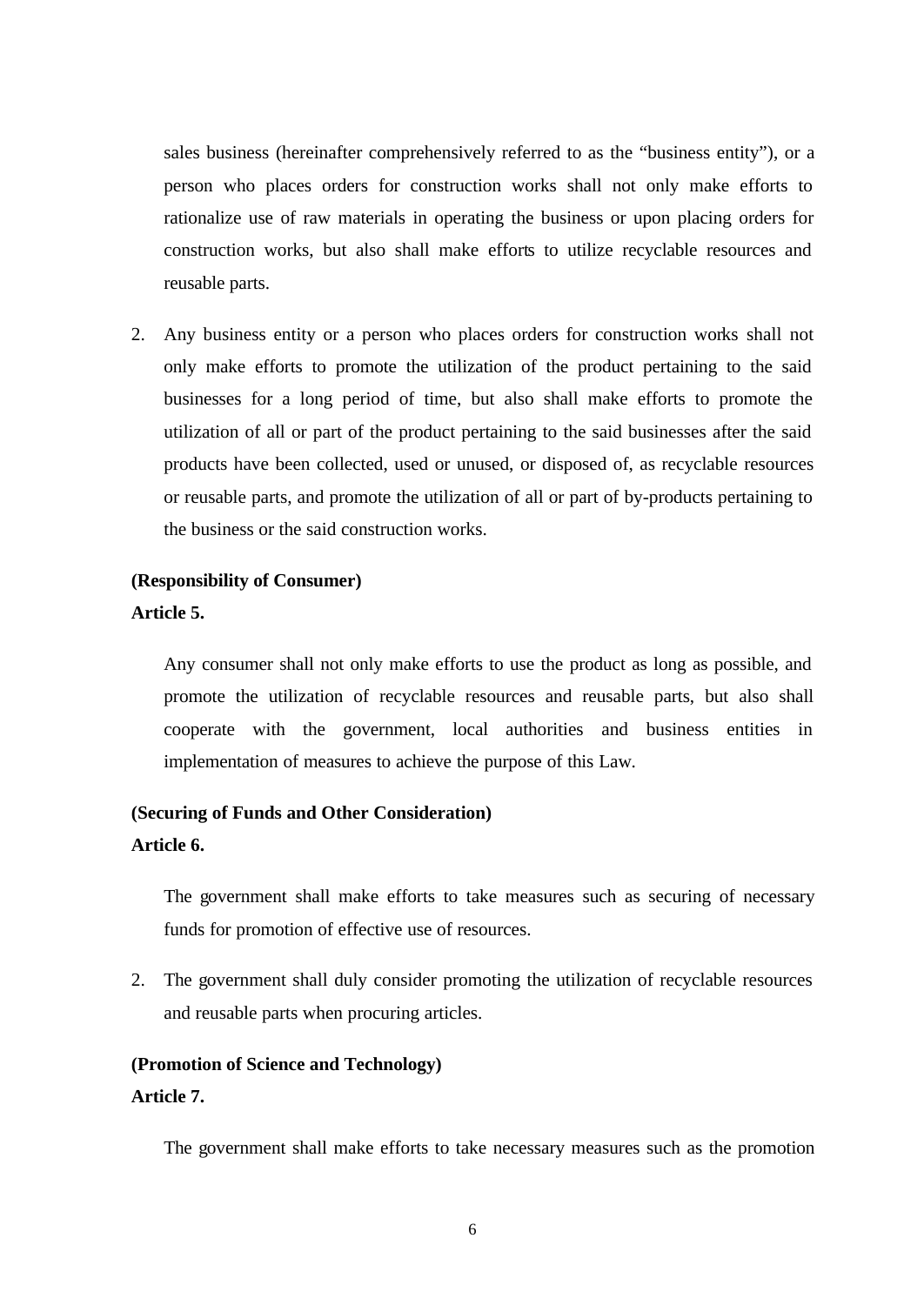sales business (hereinafter comprehensively referred to as the "business entity"), or a person who places orders for construction works shall not only make efforts to rationalize use of raw materials in operating the business or upon placing orders for construction works, but also shall make efforts to utilize recyclable resources and reusable parts.

2. Any business entity or a person who places orders for construction works shall not only make efforts to promote the utilization of the product pertaining to the said businesses for a long period of time, but also shall make efforts to promote the utilization of all or part of the product pertaining to the said businesses after the said products have been collected, used or unused, or disposed of, as recyclable resources or reusable parts, and promote the utilization of all or part of by-products pertaining to the business or the said construction works.

**(Responsibility of Consumer)**
**Article 5.**

Any consumer shall not only make efforts to use the product as long as possible, and promote the utilization of recyclable resources and reusable parts, but also shall cooperate with the government, local authorities and business entities in implementation of measures to achieve the purpose of this Law.

**(Securing of Funds and Other Consideration)**
**Article 6.**

The government shall make efforts to take measures such as securing of necessary funds for promotion of effective use of resources.

2. The government shall duly consider promoting the utilization of recyclable resources and reusable parts when procuring articles.

**(Promotion of Science and Technology)**
**Article 7.**

The government shall make efforts to take necessary measures such as the promotion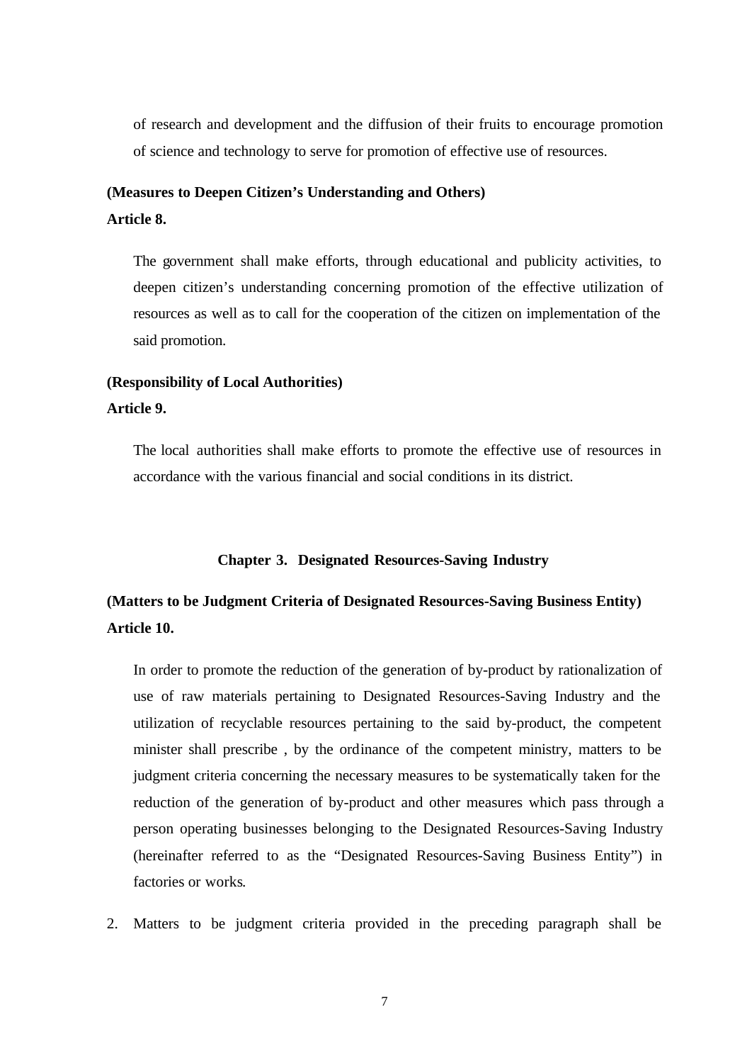of research and development and the diffusion of their fruits to encourage promotion of science and technology to serve for promotion of effective use of resources.

**(Measures to Deepen Citizen's Understanding and Others)**
**Article 8.**

The government shall make efforts, through educational and publicity activities, to deepen citizen's understanding concerning promotion of the effective utilization of resources as well as to call for the cooperation of the citizen on implementation of the said promotion.

**(Responsibility of Local Authorities)**
**Article 9.**

The local authorities shall make efforts to promote the effective use of resources in accordance with the various financial and social conditions in its district.

## Chapter 3. Designated Resources-Saving Industry

**(Matters to be Judgment Criteria of Designated Resources-Saving Business Entity)**
**Article 10.**

In order to promote the reduction of the generation of by-product by rationalization of use of raw materials pertaining to Designated Resources-Saving Industry and the utilization of recyclable resources pertaining to the said by-product, the competent minister shall prescribe , by the ordinance of the competent ministry, matters to be judgment criteria concerning the necessary measures to be systematically taken for the reduction of the generation of by-product and other measures which pass through a person operating businesses belonging to the Designated Resources-Saving Industry (hereinafter referred to as the "Designated Resources-Saving Business Entity") in factories or works.

2. Matters to be judgment criteria provided in the preceding paragraph shall be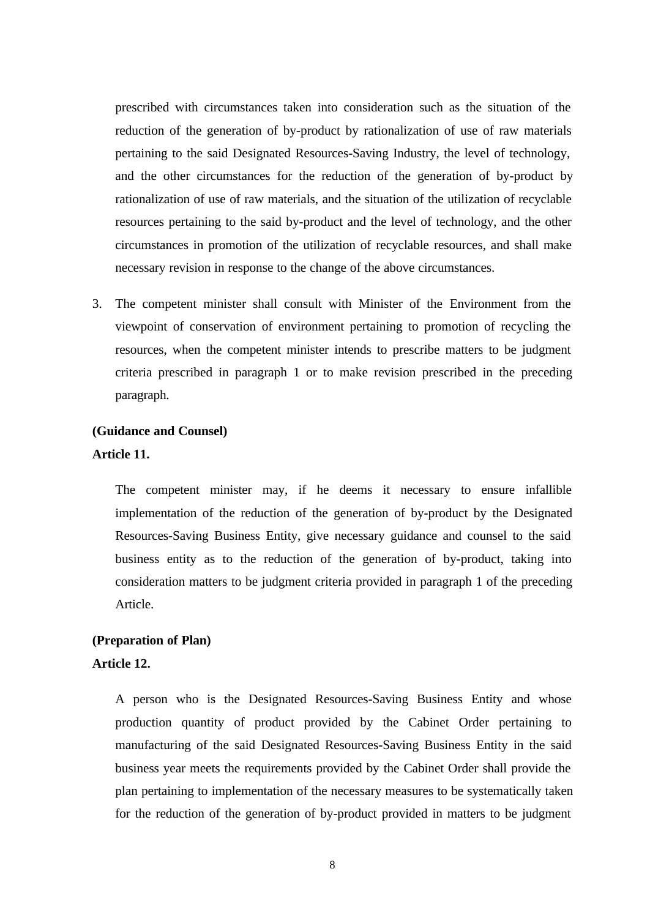prescribed with circumstances taken into consideration such as the situation of the reduction of the generation of by-product by rationalization of use of raw materials pertaining to the said Designated Resources-Saving Industry, the level of technology, and the other circumstances for the reduction of the generation of by-product by rationalization of use of raw materials, and the situation of the utilization of recyclable resources pertaining to the said by-product and the level of technology, and the other circumstances in promotion of the utilization of recyclable resources, and shall make necessary revision in response to the change of the above circumstances.

3. The competent minister shall consult with Minister of the Environment from the viewpoint of conservation of environment pertaining to promotion of recycling the resources, when the competent minister intends to prescribe matters to be judgment criteria prescribed in paragraph 1 or to make revision prescribed in the preceding paragraph.

**(Guidance and Counsel)**

**Article 11.**

The competent minister may, if he deems it necessary to ensure infallible implementation of the reduction of the generation of by-product by the Designated Resources-Saving Business Entity, give necessary guidance and counsel to the said business entity as to the reduction of the generation of by-product, taking into consideration matters to be judgment criteria provided in paragraph 1 of the preceding Article.

**(Preparation of Plan)**

**Article 12.**

A person who is the Designated Resources-Saving Business Entity and whose production quantity of product provided by the Cabinet Order pertaining to manufacturing of the said Designated Resources-Saving Business Entity in the said business year meets the requirements provided by the Cabinet Order shall provide the plan pertaining to implementation of the necessary measures to be systematically taken for the reduction of the generation of by-product provided in matters to be judgment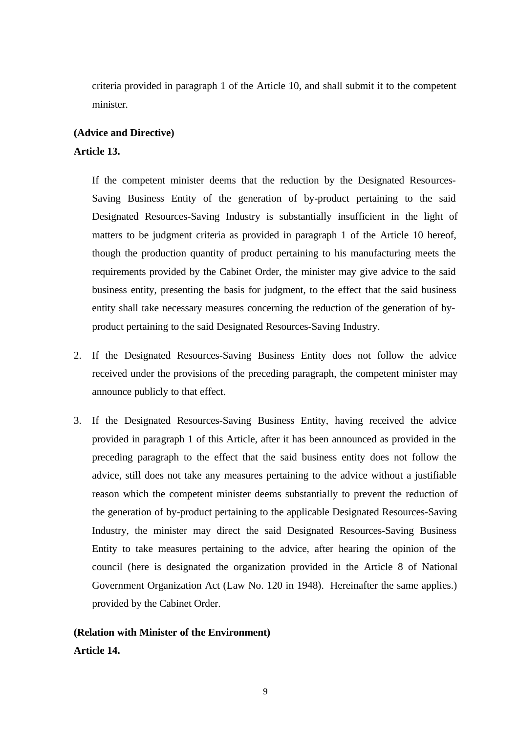criteria provided in paragraph 1 of the Article 10, and shall submit it to the competent minister.

**(Advice and Directive)**

**Article 13.**

If the competent minister deems that the reduction by the Designated Resources-Saving Business Entity of the generation of by-product pertaining to the said Designated Resources-Saving Industry is substantially insufficient in the light of matters to be judgment criteria as provided in paragraph 1 of the Article 10 hereof, though the production quantity of product pertaining to his manufacturing meets the requirements provided by the Cabinet Order, the minister may give advice to the said business entity, presenting the basis for judgment, to the effect that the said business entity shall take necessary measures concerning the reduction of the generation of by-product pertaining to the said Designated Resources-Saving Industry.

2. If the Designated Resources-Saving Business Entity does not follow the advice received under the provisions of the preceding paragraph, the competent minister may announce publicly to that effect.

3. If the Designated Resources-Saving Business Entity, having received the advice provided in paragraph 1 of this Article, after it has been announced as provided in the preceding paragraph to the effect that the said business entity does not follow the advice, still does not take any measures pertaining to the advice without a justifiable reason which the competent minister deems substantially to prevent the reduction of the generation of by-product pertaining to the applicable Designated Resources-Saving Industry, the minister may direct the said Designated Resources-Saving Business Entity to take measures pertaining to the advice, after hearing the opinion of the council (here is designated the organization provided in the Article 8 of National Government Organization Act (Law No. 120 in 1948). Hereinafter the same applies.) provided by the Cabinet Order.

**(Relation with Minister of the Environment)**

**Article 14.**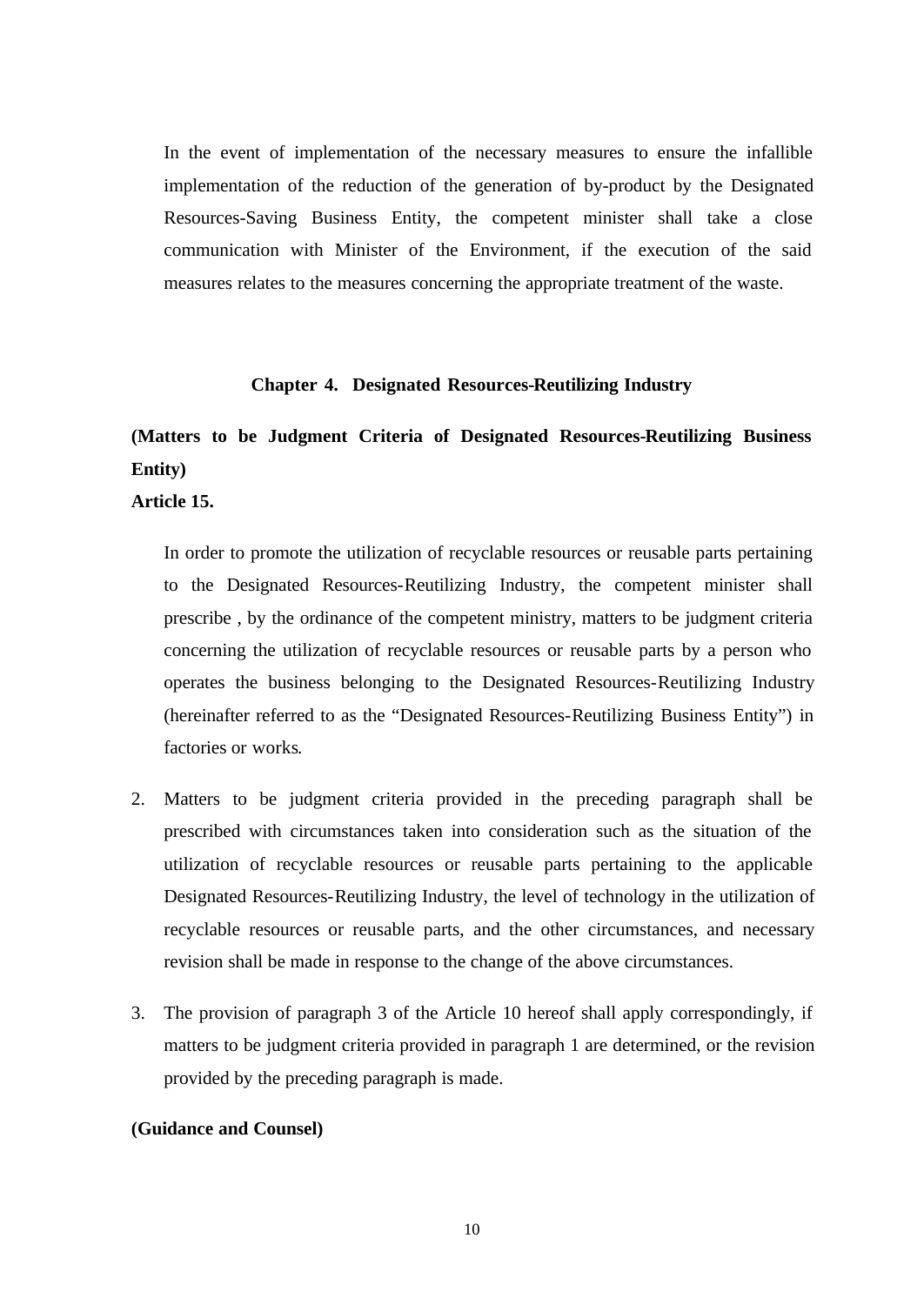In the event of implementation of the necessary measures to ensure the infallible implementation of the reduction of the generation of by-product by the Designated Resources-Saving Business Entity, the competent minister shall take a close communication with Minister of the Environment, if the execution of the said measures relates to the measures concerning the appropriate treatment of the waste.

## Chapter 4. Designated Resources-Reutilizing Industry

**(Matters to be Judgment Criteria of Designated Resources-Reutilizing Business Entity)**

**Article 15.**

In order to promote the utilization of recyclable resources or reusable parts pertaining to the Designated Resources-Reutilizing Industry, the competent minister shall prescribe , by the ordinance of the competent ministry, matters to be judgment criteria concerning the utilization of recyclable resources or reusable parts by a person who operates the business belonging to the Designated Resources-Reutilizing Industry (hereinafter referred to as the "Designated Resources-Reutilizing Business Entity") in factories or works.

2. Matters to be judgment criteria provided in the preceding paragraph shall be prescribed with circumstances taken into consideration such as the situation of the utilization of recyclable resources or reusable parts pertaining to the applicable Designated Resources-Reutilizing Industry, the level of technology in the utilization of recyclable resources or reusable parts, and the other circumstances, and necessary revision shall be made in response to the change of the above circumstances.

3. The provision of paragraph 3 of the Article 10 hereof shall apply correspondingly, if matters to be judgment criteria provided in paragraph 1 are determined, or the revision provided by the preceding paragraph is made.

**(Guidance and Counsel)**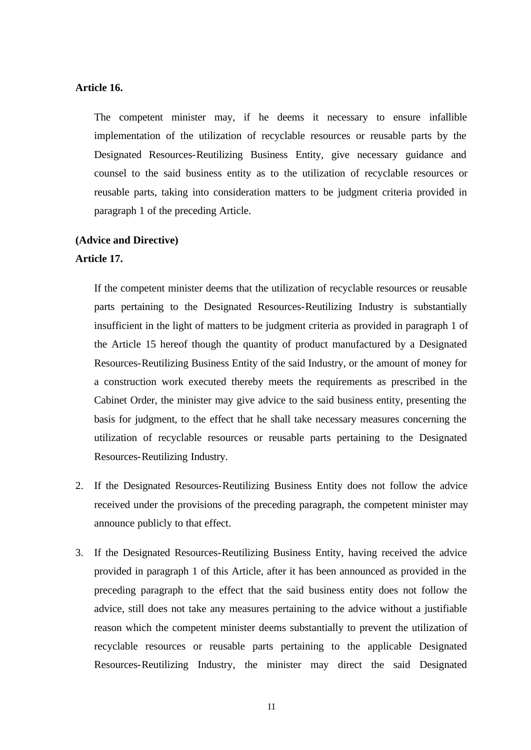**Article 16.**

The competent minister may, if he deems it necessary to ensure infallible implementation of the utilization of recyclable resources or reusable parts by the Designated Resources-Reutilizing Business Entity, give necessary guidance and counsel to the said business entity as to the utilization of recyclable resources or reusable parts, taking into consideration matters to be judgment criteria provided in paragraph 1 of the preceding Article.

**(Advice and Directive)**

**Article 17.**

If the competent minister deems that the utilization of recyclable resources or reusable parts pertaining to the Designated Resources-Reutilizing Industry is substantially insufficient in the light of matters to be judgment criteria as provided in paragraph 1 of the Article 15 hereof though the quantity of product manufactured by a Designated Resources-Reutilizing Business Entity of the said Industry, or the amount of money for a construction work executed thereby meets the requirements as prescribed in the Cabinet Order, the minister may give advice to the said business entity, presenting the basis for judgment, to the effect that he shall take necessary measures concerning the utilization of recyclable resources or reusable parts pertaining to the Designated Resources-Reutilizing Industry.

2. If the Designated Resources-Reutilizing Business Entity does not follow the advice received under the provisions of the preceding paragraph, the competent minister may announce publicly to that effect.

3. If the Designated Resources-Reutilizing Business Entity, having received the advice provided in paragraph 1 of this Article, after it has been announced as provided in the preceding paragraph to the effect that the said business entity does not follow the advice, still does not take any measures pertaining to the advice without a justifiable reason which the competent minister deems substantially to prevent the utilization of recyclable resources or reusable parts pertaining to the applicable Designated Resources-Reutilizing Industry, the minister may direct the said Designated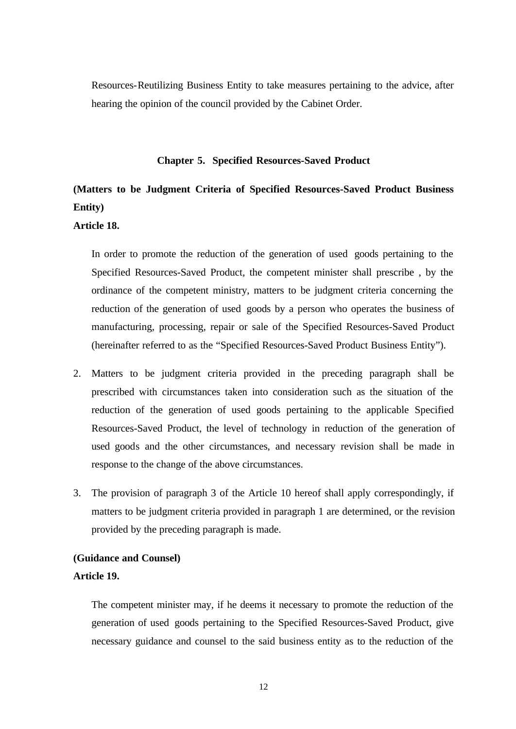Resources-Reutilizing Business Entity to take measures pertaining to the advice, after hearing the opinion of the council provided by the Cabinet Order.

## Chapter 5. Specified Resources-Saved Product

**(Matters to be Judgment Criteria of Specified Resources-Saved Product Business Entity)**

**Article 18.**

In order to promote the reduction of the generation of used goods pertaining to the Specified Resources-Saved Product, the competent minister shall prescribe , by the ordinance of the competent ministry, matters to be judgment criteria concerning the reduction of the generation of used goods by a person who operates the business of manufacturing, processing, repair or sale of the Specified Resources-Saved Product (hereinafter referred to as the "Specified Resources-Saved Product Business Entity").

2. Matters to be judgment criteria provided in the preceding paragraph shall be prescribed with circumstances taken into consideration such as the situation of the reduction of the generation of used goods pertaining to the applicable Specified Resources-Saved Product, the level of technology in reduction of the generation of used goods and the other circumstances, and necessary revision shall be made in response to the change of the above circumstances.

3. The provision of paragraph 3 of the Article 10 hereof shall apply correspondingly, if matters to be judgment criteria provided in paragraph 1 are determined, or the revision provided by the preceding paragraph is made.

**(Guidance and Counsel)**

**Article 19.**

The competent minister may, if he deems it necessary to promote the reduction of the generation of used goods pertaining to the Specified Resources-Saved Product, give necessary guidance and counsel to the said business entity as to the reduction of the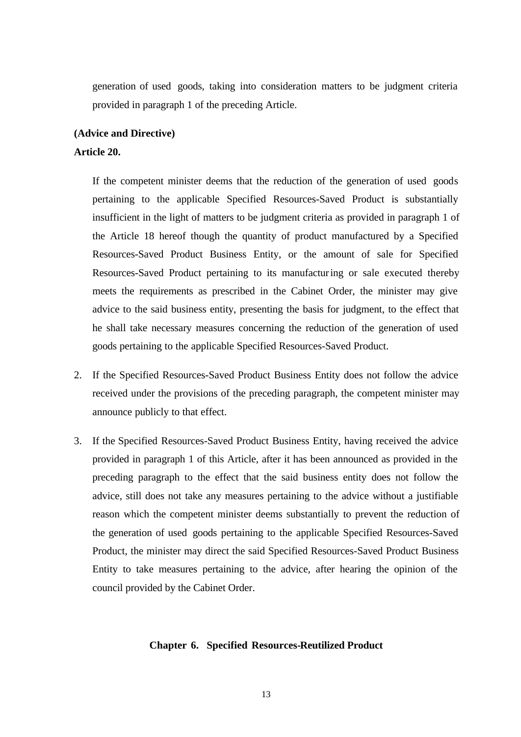generation of used goods, taking into consideration matters to be judgment criteria provided in paragraph 1 of the preceding Article.

**(Advice and Directive)**

**Article 20.**

If the competent minister deems that the reduction of the generation of used goods pertaining to the applicable Specified Resources-Saved Product is substantially insufficient in the light of matters to be judgment criteria as provided in paragraph 1 of the Article 18 hereof though the quantity of product manufactured by a Specified Resources-Saved Product Business Entity, or the amount of sale for Specified Resources-Saved Product pertaining to its manufacturing or sale executed thereby meets the requirements as prescribed in the Cabinet Order, the minister may give advice to the said business entity, presenting the basis for judgment, to the effect that he shall take necessary measures concerning the reduction of the generation of used goods pertaining to the applicable Specified Resources-Saved Product.

2. If the Specified Resources-Saved Product Business Entity does not follow the advice received under the provisions of the preceding paragraph, the competent minister may announce publicly to that effect.

3. If the Specified Resources-Saved Product Business Entity, having received the advice provided in paragraph 1 of this Article, after it has been announced as provided in the preceding paragraph to the effect that the said business entity does not follow the advice, still does not take any measures pertaining to the advice without a justifiable reason which the competent minister deems substantially to prevent the reduction of the generation of used goods pertaining to the applicable Specified Resources-Saved Product, the minister may direct the said Specified Resources-Saved Product Business Entity to take measures pertaining to the advice, after hearing the opinion of the council provided by the Cabinet Order.

## Chapter 6. Specified Resources-Reutilized Product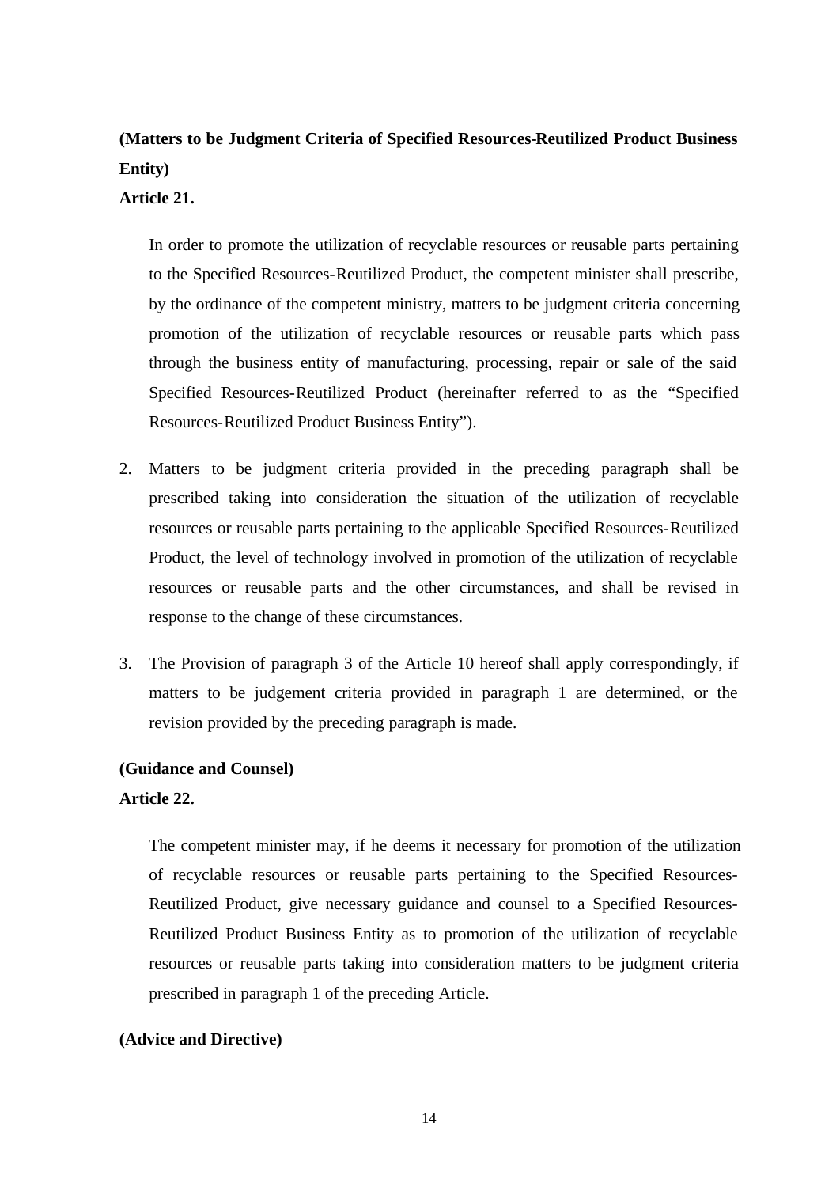**(Matters to be Judgment Criteria of Specified Resources-Reutilized Product Business Entity)**

**Article 21.**

In order to promote the utilization of recyclable resources or reusable parts pertaining to the Specified Resources-Reutilized Product, the competent minister shall prescribe, by the ordinance of the competent ministry, matters to be judgment criteria concerning promotion of the utilization of recyclable resources or reusable parts which pass through the business entity of manufacturing, processing, repair or sale of the said Specified Resources-Reutilized Product (hereinafter referred to as the "Specified Resources-Reutilized Product Business Entity").

2. Matters to be judgment criteria provided in the preceding paragraph shall be prescribed taking into consideration the situation of the utilization of recyclable resources or reusable parts pertaining to the applicable Specified Resources-Reutilized Product, the level of technology involved in promotion of the utilization of recyclable resources or reusable parts and the other circumstances, and shall be revised in response to the change of these circumstances.

3. The Provision of paragraph 3 of the Article 10 hereof shall apply correspondingly, if matters to be judgement criteria provided in paragraph 1 are determined, or the revision provided by the preceding paragraph is made.

**(Guidance and Counsel)**

**Article 22.**

The competent minister may, if he deems it necessary for promotion of the utilization of recyclable resources or reusable parts pertaining to the Specified Resources-Reutilized Product, give necessary guidance and counsel to a Specified Resources-Reutilized Product Business Entity as to promotion of the utilization of recyclable resources or reusable parts taking into consideration matters to be judgment criteria prescribed in paragraph 1 of the preceding Article.

**(Advice and Directive)**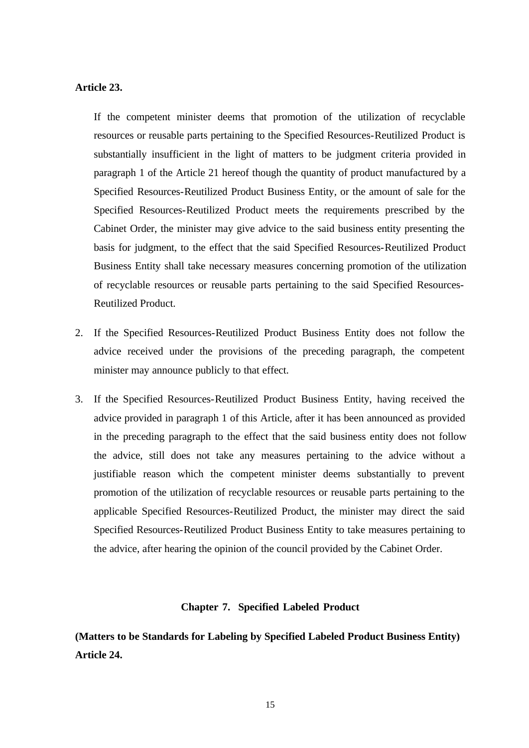**Article 23.**

If the competent minister deems that promotion of the utilization of recyclable resources or reusable parts pertaining to the Specified Resources-Reutilized Product is substantially insufficient in the light of matters to be judgment criteria provided in paragraph 1 of the Article 21 hereof though the quantity of product manufactured by a Specified Resources-Reutilized Product Business Entity, or the amount of sale for the Specified Resources-Reutilized Product meets the requirements prescribed by the Cabinet Order, the minister may give advice to the said business entity presenting the basis for judgment, to the effect that the said Specified Resources-Reutilized Product Business Entity shall take necessary measures concerning promotion of the utilization of recyclable resources or reusable parts pertaining to the said Specified Resources-Reutilized Product.

2. If the Specified Resources-Reutilized Product Business Entity does not follow the advice received under the provisions of the preceding paragraph, the competent minister may announce publicly to that effect.

3. If the Specified Resources-Reutilized Product Business Entity, having received the advice provided in paragraph 1 of this Article, after it has been announced as provided in the preceding paragraph to the effect that the said business entity does not follow the advice, still does not take any measures pertaining to the advice without a justifiable reason which the competent minister deems substantially to prevent promotion of the utilization of recyclable resources or reusable parts pertaining to the applicable Specified Resources-Reutilized Product, the minister may direct the said Specified Resources-Reutilized Product Business Entity to take measures pertaining to the advice, after hearing the opinion of the council provided by the Cabinet Order.

## Chapter 7. Specified Labeled Product

**(Matters to be Standards for Labeling by Specified Labeled Product Business Entity)**
**Article 24.**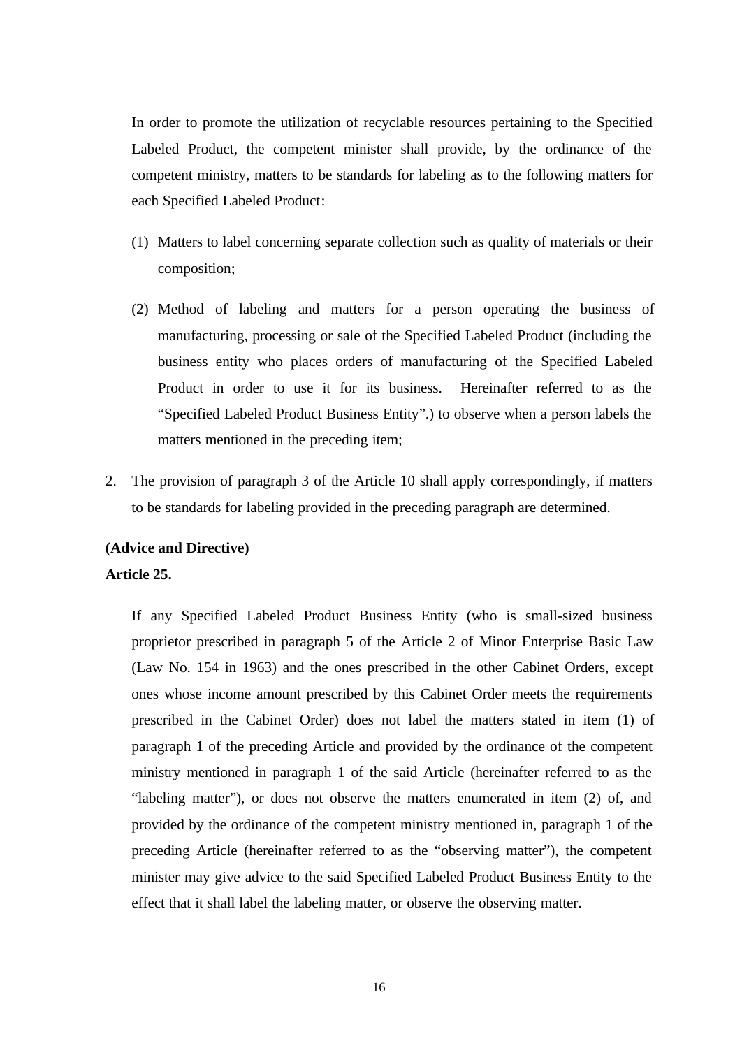In order to promote the utilization of recyclable resources pertaining to the Specified Labeled Product, the competent minister shall provide, by the ordinance of the competent ministry, matters to be standards for labeling as to the following matters for each Specified Labeled Product:

(1) Matters to label concerning separate collection such as quality of materials or their composition;

(2) Method of labeling and matters for a person operating the business of manufacturing, processing or sale of the Specified Labeled Product (including the business entity who places orders of manufacturing of the Specified Labeled Product in order to use it for its business. Hereinafter referred to as the "Specified Labeled Product Business Entity".) to observe when a person labels the matters mentioned in the preceding item;

2. The provision of paragraph 3 of the Article 10 shall apply correspondingly, if matters to be standards for labeling provided in the preceding paragraph are determined.

**(Advice and Directive)**

**Article 25.**

If any Specified Labeled Product Business Entity (who is small-sized business proprietor prescribed in paragraph 5 of the Article 2 of Minor Enterprise Basic Law (Law No. 154 in 1963) and the ones prescribed in the other Cabinet Orders, except ones whose income amount prescribed by this Cabinet Order meets the requirements prescribed in the Cabinet Order) does not label the matters stated in item (1) of paragraph 1 of the preceding Article and provided by the ordinance of the competent ministry mentioned in paragraph 1 of the said Article (hereinafter referred to as the "labeling matter"), or does not observe the matters enumerated in item (2) of, and provided by the ordinance of the competent ministry mentioned in, paragraph 1 of the preceding Article (hereinafter referred to as the "observing matter"), the competent minister may give advice to the said Specified Labeled Product Business Entity to the effect that it shall label the labeling matter, or observe the observing matter.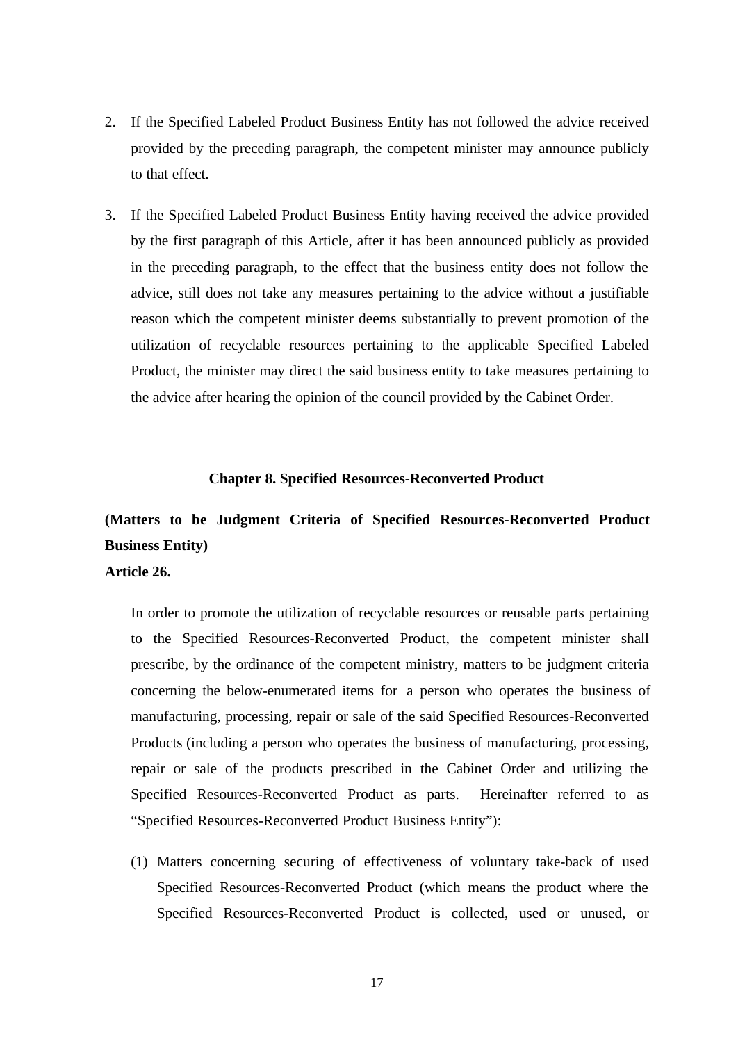2. If the Specified Labeled Product Business Entity has not followed the advice received provided by the preceding paragraph, the competent minister may announce publicly to that effect.

3. If the Specified Labeled Product Business Entity having received the advice provided by the first paragraph of this Article, after it has been announced publicly as provided in the preceding paragraph, to the effect that the business entity does not follow the advice, still does not take any measures pertaining to the advice without a justifiable reason which the competent minister deems substantially to prevent promotion of the utilization of recyclable resources pertaining to the applicable Specified Labeled Product, the minister may direct the said business entity to take measures pertaining to the advice after hearing the opinion of the council provided by the Cabinet Order.

## Chapter 8. Specified Resources-Reconverted Product

**(Matters to be Judgment Criteria of Specified Resources-Reconverted Product Business Entity)**
**Article 26.**

In order to promote the utilization of recyclable resources or reusable parts pertaining to the Specified Resources-Reconverted Product, the competent minister shall prescribe, by the ordinance of the competent ministry, matters to be judgment criteria concerning the below-enumerated items for a person who operates the business of manufacturing, processing, repair or sale of the said Specified Resources-Reconverted Products (including a person who operates the business of manufacturing, processing, repair or sale of the products prescribed in the Cabinet Order and utilizing the Specified Resources-Reconverted Product as parts. Hereinafter referred to as "Specified Resources-Reconverted Product Business Entity"):

(1) Matters concerning securing of effectiveness of voluntary take-back of used Specified Resources-Reconverted Product (which means the product where the Specified Resources-Reconverted Product is collected, used or unused, or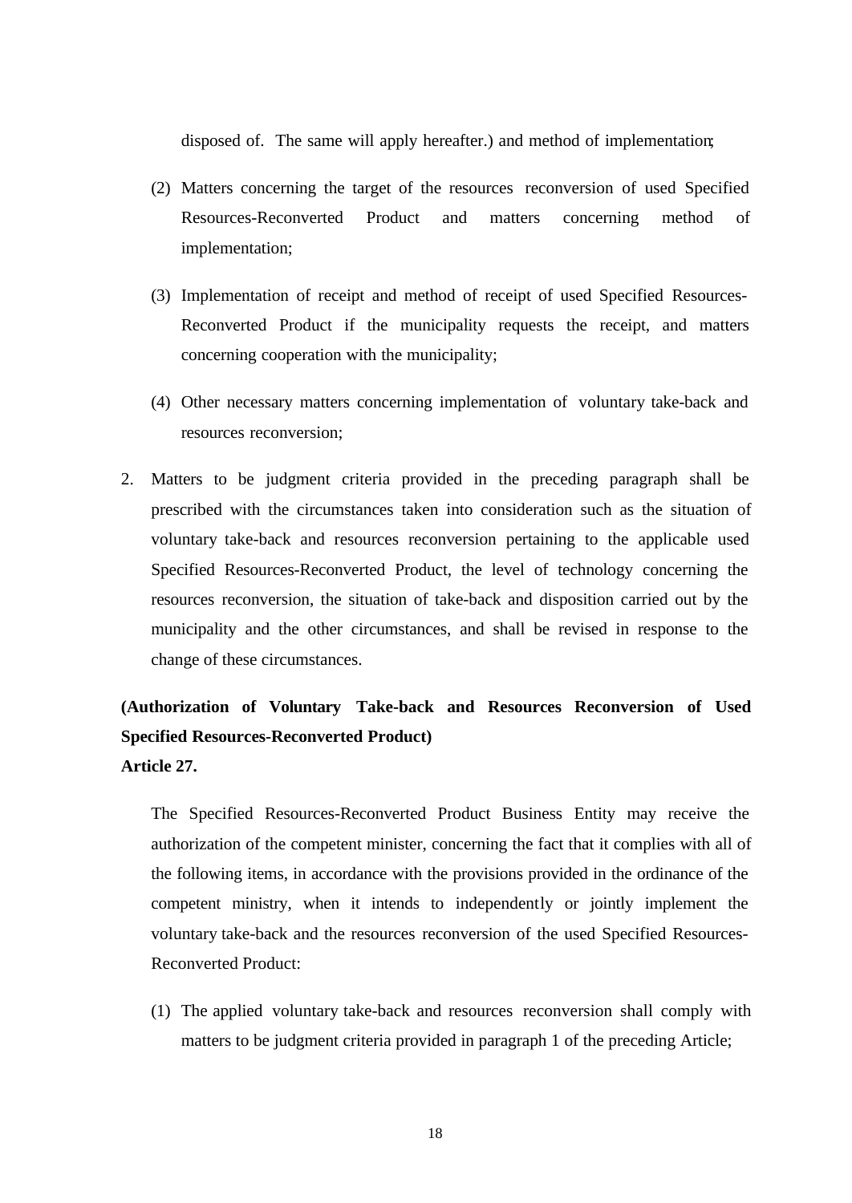disposed of. The same will apply hereafter.) and method of implementation;

(2) Matters concerning the target of the resources reconversion of used Specified Resources-Reconverted Product and matters concerning method of implementation;

(3) Implementation of receipt and method of receipt of used Specified Resources-Reconverted Product if the municipality requests the receipt, and matters concerning cooperation with the municipality;

(4) Other necessary matters concerning implementation of voluntary take-back and resources reconversion;

2. Matters to be judgment criteria provided in the preceding paragraph shall be prescribed with the circumstances taken into consideration such as the situation of voluntary take-back and resources reconversion pertaining to the applicable used Specified Resources-Reconverted Product, the level of technology concerning the resources reconversion, the situation of take-back and disposition carried out by the municipality and the other circumstances, and shall be revised in response to the change of these circumstances.

**(Authorization of Voluntary Take-back and Resources Reconversion of Used Specified Resources-Reconverted Product)**
**Article 27.**

The Specified Resources-Reconverted Product Business Entity may receive the authorization of the competent minister, concerning the fact that it complies with all of the following items, in accordance with the provisions provided in the ordinance of the competent ministry, when it intends to independently or jointly implement the voluntary take-back and the resources reconversion of the used Specified Resources-Reconverted Product:

(1) The applied voluntary take-back and resources reconversion shall comply with matters to be judgment criteria provided in paragraph 1 of the preceding Article;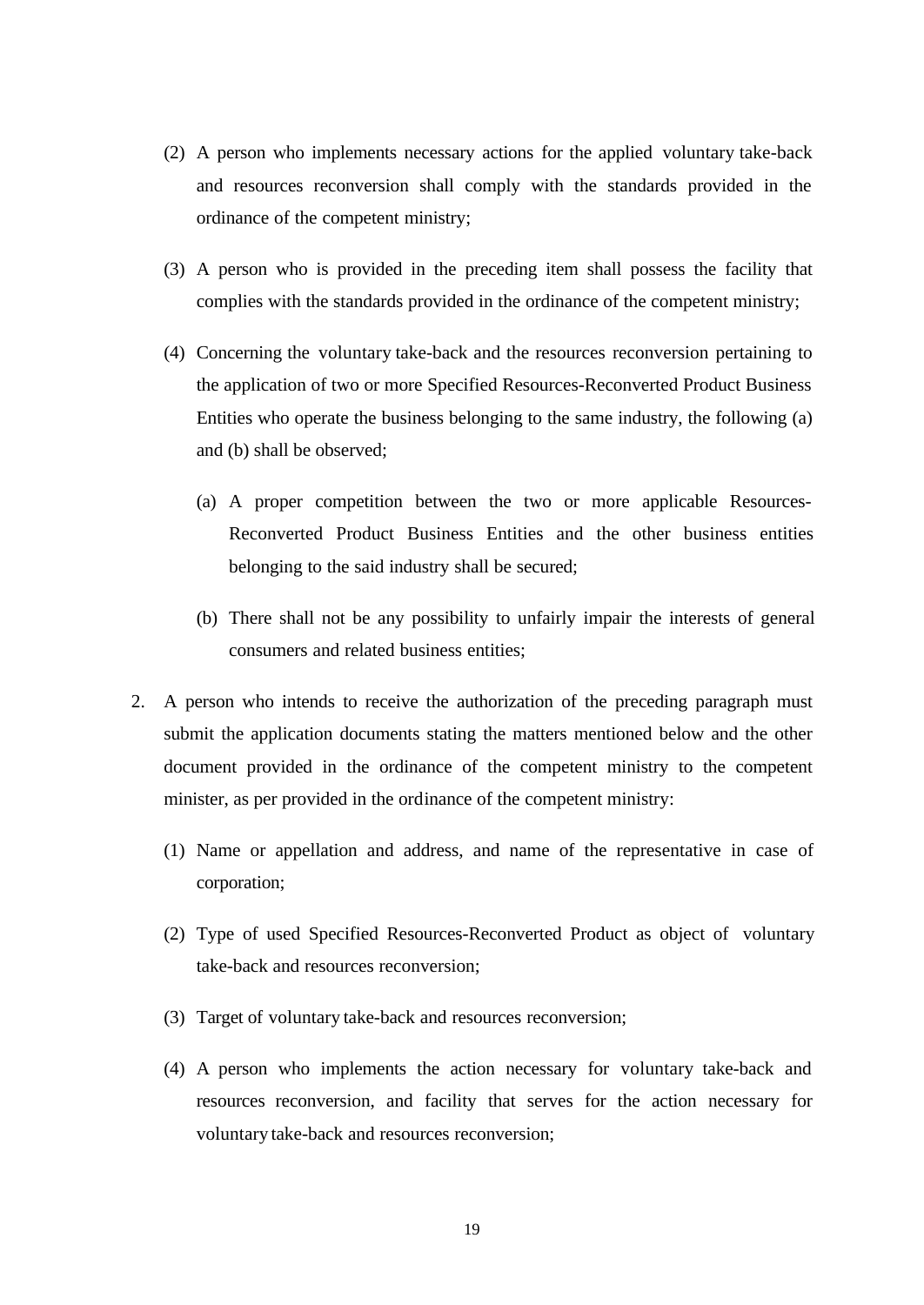(2) A person who implements necessary actions for the applied voluntary take-back and resources reconversion shall comply with the standards provided in the ordinance of the competent ministry;

(3) A person who is provided in the preceding item shall possess the facility that complies with the standards provided in the ordinance of the competent ministry;

(4) Concerning the voluntary take-back and the resources reconversion pertaining to the application of two or more Specified Resources-Reconverted Product Business Entities who operate the business belonging to the same industry, the following (a) and (b) shall be observed;

   (a) A proper competition between the two or more applicable Resources-Reconverted Product Business Entities and the other business entities belonging to the said industry shall be secured;

   (b) There shall not be any possibility to unfairly impair the interests of general consumers and related business entities;

2. A person who intends to receive the authorization of the preceding paragraph must submit the application documents stating the matters mentioned below and the other document provided in the ordinance of the competent ministry to the competent minister, as per provided in the ordinance of the competent ministry:

   (1) Name or appellation and address, and name of the representative in case of corporation;

   (2) Type of used Specified Resources-Reconverted Product as object of voluntary take-back and resources reconversion;

   (3) Target of voluntary take-back and resources reconversion;

   (4) A person who implements the action necessary for voluntary take-back and resources reconversion, and facility that serves for the action necessary for voluntary take-back and resources reconversion;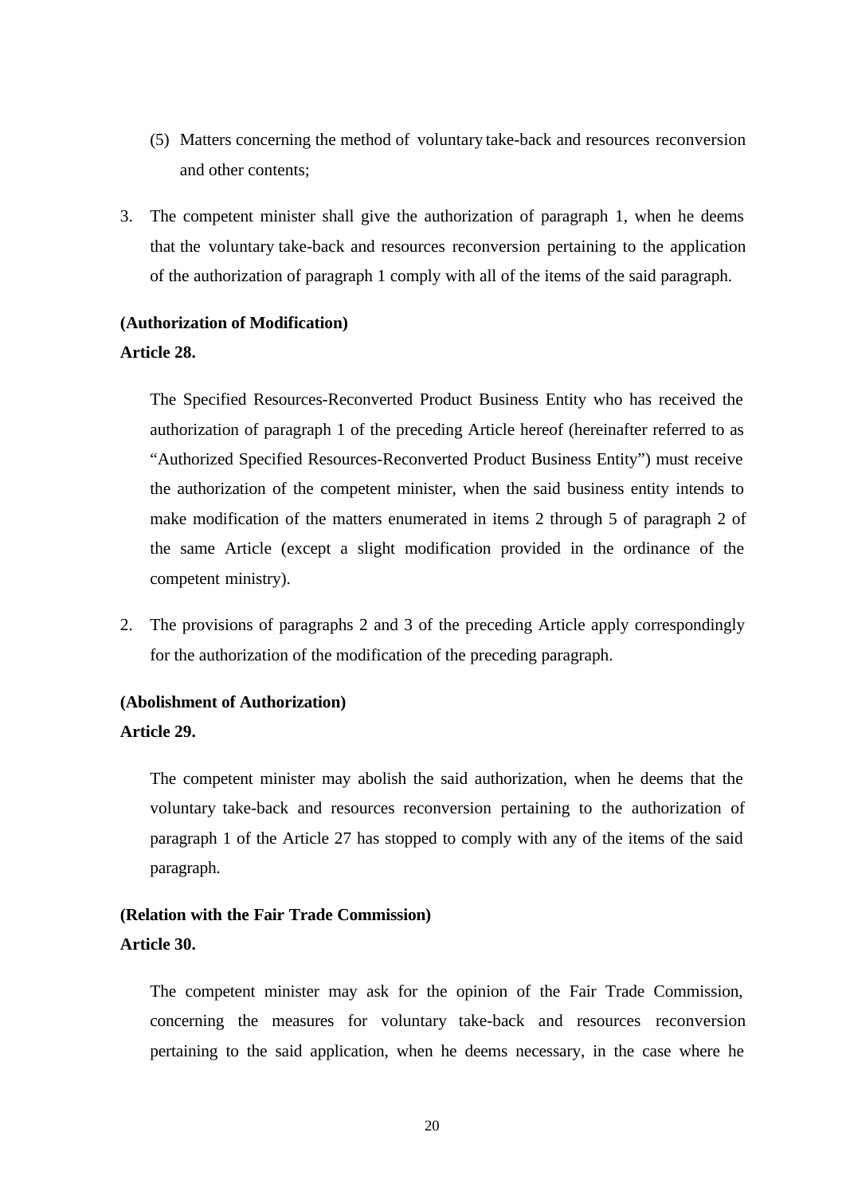(5) Matters concerning the method of voluntary take-back and resources reconversion and other contents;

3. The competent minister shall give the authorization of paragraph 1, when he deems that the voluntary take-back and resources reconversion pertaining to the application of the authorization of paragraph 1 comply with all of the items of the said paragraph.

**(Authorization of Modification)**

**Article 28.**

The Specified Resources-Reconverted Product Business Entity who has received the authorization of paragraph 1 of the preceding Article hereof (hereinafter referred to as "Authorized Specified Resources-Reconverted Product Business Entity") must receive the authorization of the competent minister, when the said business entity intends to make modification of the matters enumerated in items 2 through 5 of paragraph 2 of the same Article (except a slight modification provided in the ordinance of the competent ministry).

2. The provisions of paragraphs 2 and 3 of the preceding Article apply correspondingly for the authorization of the modification of the preceding paragraph.

**(Abolishment of Authorization)**

**Article 29.**

The competent minister may abolish the said authorization, when he deems that the voluntary take-back and resources reconversion pertaining to the authorization of paragraph 1 of the Article 27 has stopped to comply with any of the items of the said paragraph.

**(Relation with the Fair Trade Commission)**

**Article 30.**

The competent minister may ask for the opinion of the Fair Trade Commission, concerning the measures for voluntary take-back and resources reconversion pertaining to the said application, when he deems necessary, in the case where he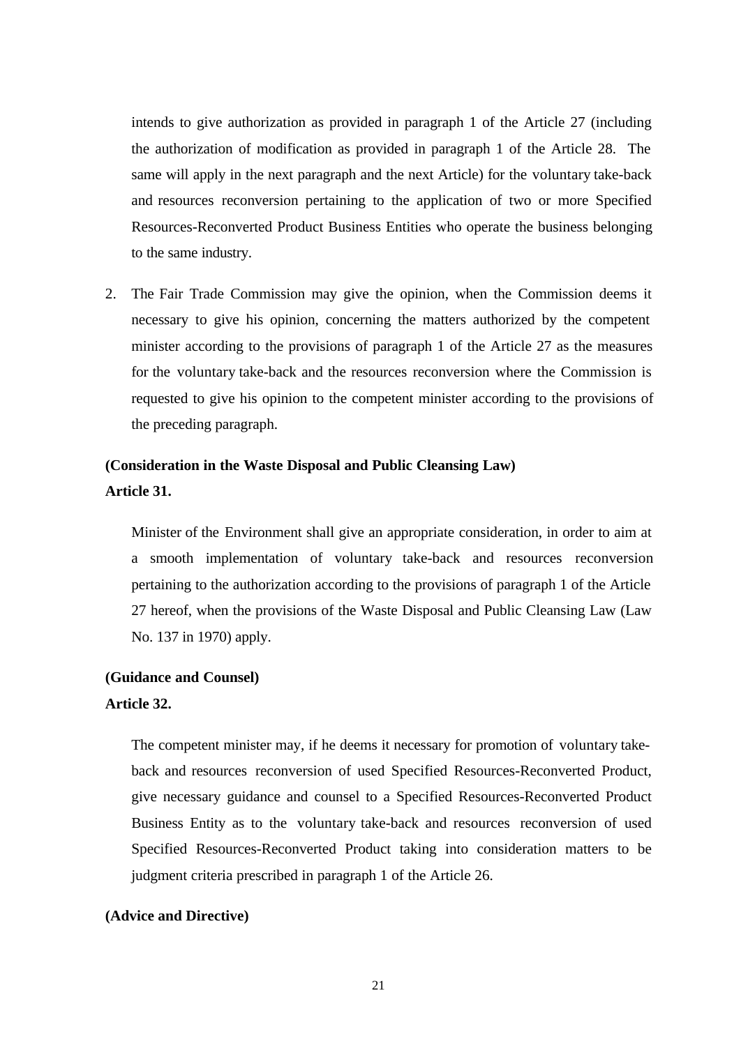intends to give authorization as provided in paragraph 1 of the Article 27 (including the authorization of modification as provided in paragraph 1 of the Article 28. The same will apply in the next paragraph and the next Article) for the voluntary take-back and resources reconversion pertaining to the application of two or more Specified Resources-Reconverted Product Business Entities who operate the business belonging to the same industry.

2. The Fair Trade Commission may give the opinion, when the Commission deems it necessary to give his opinion, concerning the matters authorized by the competent minister according to the provisions of paragraph 1 of the Article 27 as the measures for the voluntary take-back and the resources reconversion where the Commission is requested to give his opinion to the competent minister according to the provisions of the preceding paragraph.

**(Consideration in the Waste Disposal and Public Cleansing Law)**
**Article 31.**

Minister of the Environment shall give an appropriate consideration, in order to aim at a smooth implementation of voluntary take-back and resources reconversion pertaining to the authorization according to the provisions of paragraph 1 of the Article 27 hereof, when the provisions of the Waste Disposal and Public Cleansing Law (Law No. 137 in 1970) apply.

**(Guidance and Counsel)**
**Article 32.**

The competent minister may, if he deems it necessary for promotion of voluntary take-back and resources reconversion of used Specified Resources-Reconverted Product, give necessary guidance and counsel to a Specified Resources-Reconverted Product Business Entity as to the voluntary take-back and resources reconversion of used Specified Resources-Reconverted Product taking into consideration matters to be judgment criteria prescribed in paragraph 1 of the Article 26.

**(Advice and Directive)**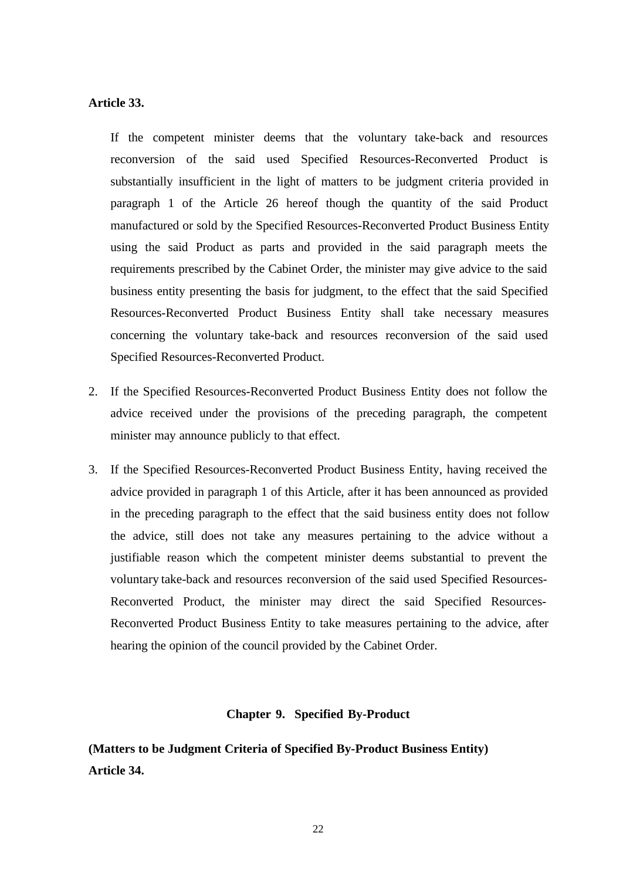**Article 33.**

If the competent minister deems that the voluntary take-back and resources reconversion of the said used Specified Resources-Reconverted Product is substantially insufficient in the light of matters to be judgment criteria provided in paragraph 1 of the Article 26 hereof though the quantity of the said Product manufactured or sold by the Specified Resources-Reconverted Product Business Entity using the said Product as parts and provided in the said paragraph meets the requirements prescribed by the Cabinet Order, the minister may give advice to the said business entity presenting the basis for judgment, to the effect that the said Specified Resources-Reconverted Product Business Entity shall take necessary measures concerning the voluntary take-back and resources reconversion of the said used Specified Resources-Reconverted Product.

2. If the Specified Resources-Reconverted Product Business Entity does not follow the advice received under the provisions of the preceding paragraph, the competent minister may announce publicly to that effect.

3. If the Specified Resources-Reconverted Product Business Entity, having received the advice provided in paragraph 1 of this Article, after it has been announced as provided in the preceding paragraph to the effect that the said business entity does not follow the advice, still does not take any measures pertaining to the advice without a justifiable reason which the competent minister deems substantial to prevent the voluntary take-back and resources reconversion of the said used Specified Resources-Reconverted Product, the minister may direct the said Specified Resources-Reconverted Product Business Entity to take measures pertaining to the advice, after hearing the opinion of the council provided by the Cabinet Order.

## Chapter 9. Specified By-Product

**(Matters to be Judgment Criteria of Specified By-Product Business Entity)**
**Article 34.**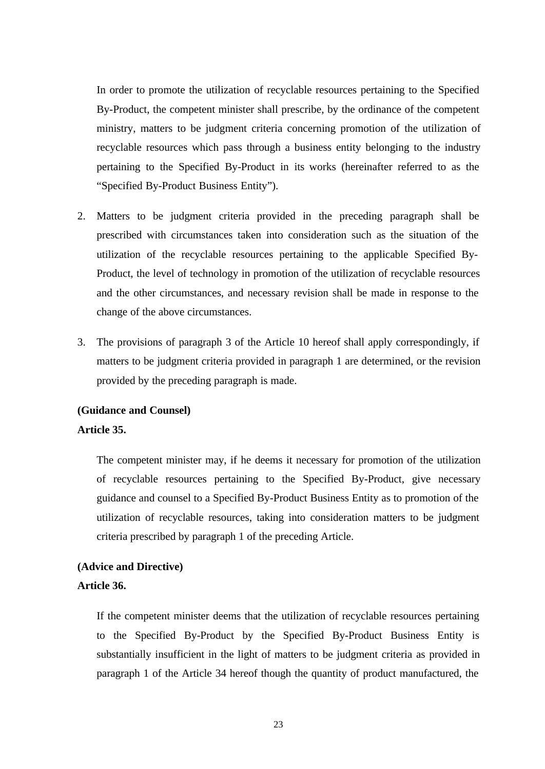In order to promote the utilization of recyclable resources pertaining to the Specified By-Product, the competent minister shall prescribe, by the ordinance of the competent ministry, matters to be judgment criteria concerning promotion of the utilization of recyclable resources which pass through a business entity belonging to the industry pertaining to the Specified By-Product in its works (hereinafter referred to as the "Specified By-Product Business Entity").

2. Matters to be judgment criteria provided in the preceding paragraph shall be prescribed with circumstances taken into consideration such as the situation of the utilization of the recyclable resources pertaining to the applicable Specified By-Product, the level of technology in promotion of the utilization of recyclable resources and the other circumstances, and necessary revision shall be made in response to the change of the above circumstances.

3. The provisions of paragraph 3 of the Article 10 hereof shall apply correspondingly, if matters to be judgment criteria provided in paragraph 1 are determined, or the revision provided by the preceding paragraph is made.

**(Guidance and Counsel)**
**Article 35.**

The competent minister may, if he deems it necessary for promotion of the utilization of recyclable resources pertaining to the Specified By-Product, give necessary guidance and counsel to a Specified By-Product Business Entity as to promotion of the utilization of recyclable resources, taking into consideration matters to be judgment criteria prescribed by paragraph 1 of the preceding Article.

**(Advice and Directive)**
**Article 36.**

If the competent minister deems that the utilization of recyclable resources pertaining to the Specified By-Product by the Specified By-Product Business Entity is substantially insufficient in the light of matters to be judgment criteria as provided in paragraph 1 of the Article 34 hereof though the quantity of product manufactured, the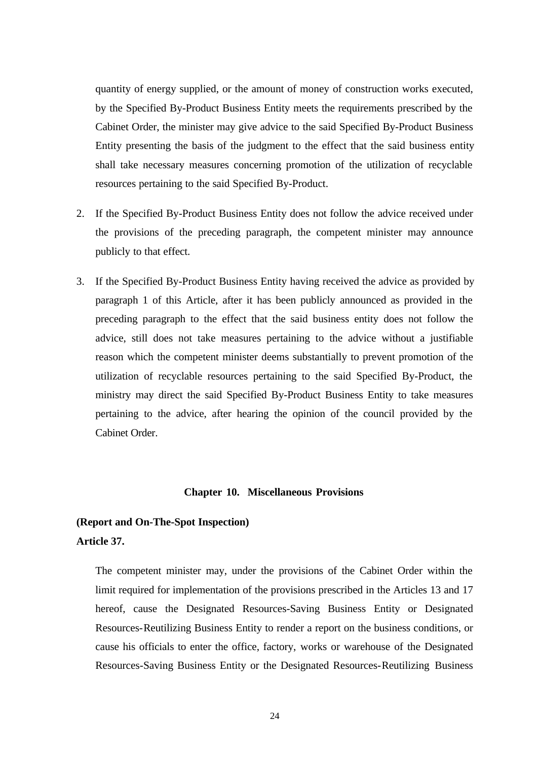quantity of energy supplied, or the amount of money of construction works executed, by the Specified By-Product Business Entity meets the requirements prescribed by the Cabinet Order, the minister may give advice to the said Specified By-Product Business Entity presenting the basis of the judgment to the effect that the said business entity shall take necessary measures concerning promotion of the utilization of recyclable resources pertaining to the said Specified By-Product.

2. If the Specified By-Product Business Entity does not follow the advice received under the provisions of the preceding paragraph, the competent minister may announce publicly to that effect.

3. If the Specified By-Product Business Entity having received the advice as provided by paragraph 1 of this Article, after it has been publicly announced as provided in the preceding paragraph to the effect that the said business entity does not follow the advice, still does not take measures pertaining to the advice without a justifiable reason which the competent minister deems substantially to prevent promotion of the utilization of recyclable resources pertaining to the said Specified By-Product, the ministry may direct the said Specified By-Product Business Entity to take measures pertaining to the advice, after hearing the opinion of the council provided by the Cabinet Order.

## Chapter 10. Miscellaneous Provisions

**(Report and On-The-Spot Inspection)**

**Article 37.**

The competent minister may, under the provisions of the Cabinet Order within the limit required for implementation of the provisions prescribed in the Articles 13 and 17 hereof, cause the Designated Resources-Saving Business Entity or Designated Resources-Reutilizing Business Entity to render a report on the business conditions, or cause his officials to enter the office, factory, works or warehouse of the Designated Resources-Saving Business Entity or the Designated Resources-Reutilizing Business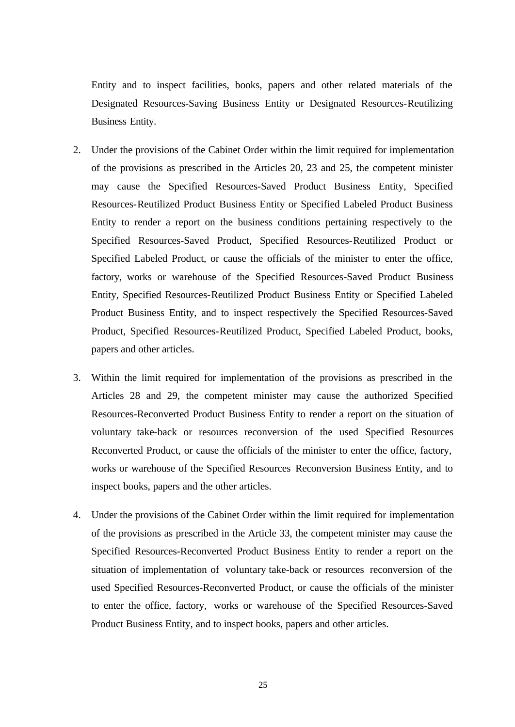Entity and to inspect facilities, books, papers and other related materials of the Designated Resources-Saving Business Entity or Designated Resources-Reutilizing Business Entity.

2. Under the provisions of the Cabinet Order within the limit required for implementation of the provisions as prescribed in the Articles 20, 23 and 25, the competent minister may cause the Specified Resources-Saved Product Business Entity, Specified Resources-Reutilized Product Business Entity or Specified Labeled Product Business Entity to render a report on the business conditions pertaining respectively to the Specified Resources-Saved Product, Specified Resources-Reutilized Product or Specified Labeled Product, or cause the officials of the minister to enter the office, factory, works or warehouse of the Specified Resources-Saved Product Business Entity, Specified Resources-Reutilized Product Business Entity or Specified Labeled Product Business Entity, and to inspect respectively the Specified Resources-Saved Product, Specified Resources-Reutilized Product, Specified Labeled Product, books, papers and other articles.

3. Within the limit required for implementation of the provisions as prescribed in the Articles 28 and 29, the competent minister may cause the authorized Specified Resources-Reconverted Product Business Entity to render a report on the situation of voluntary take-back or resources reconversion of the used Specified Resources Reconverted Product, or cause the officials of the minister to enter the office, factory, works or warehouse of the Specified Resources Reconversion Business Entity, and to inspect books, papers and the other articles.

4. Under the provisions of the Cabinet Order within the limit required for implementation of the provisions as prescribed in the Article 33, the competent minister may cause the Specified Resources-Reconverted Product Business Entity to render a report on the situation of implementation of voluntary take-back or resources reconversion of the used Specified Resources-Reconverted Product, or cause the officials of the minister to enter the office, factory, works or warehouse of the Specified Resources-Saved Product Business Entity, and to inspect books, papers and other articles.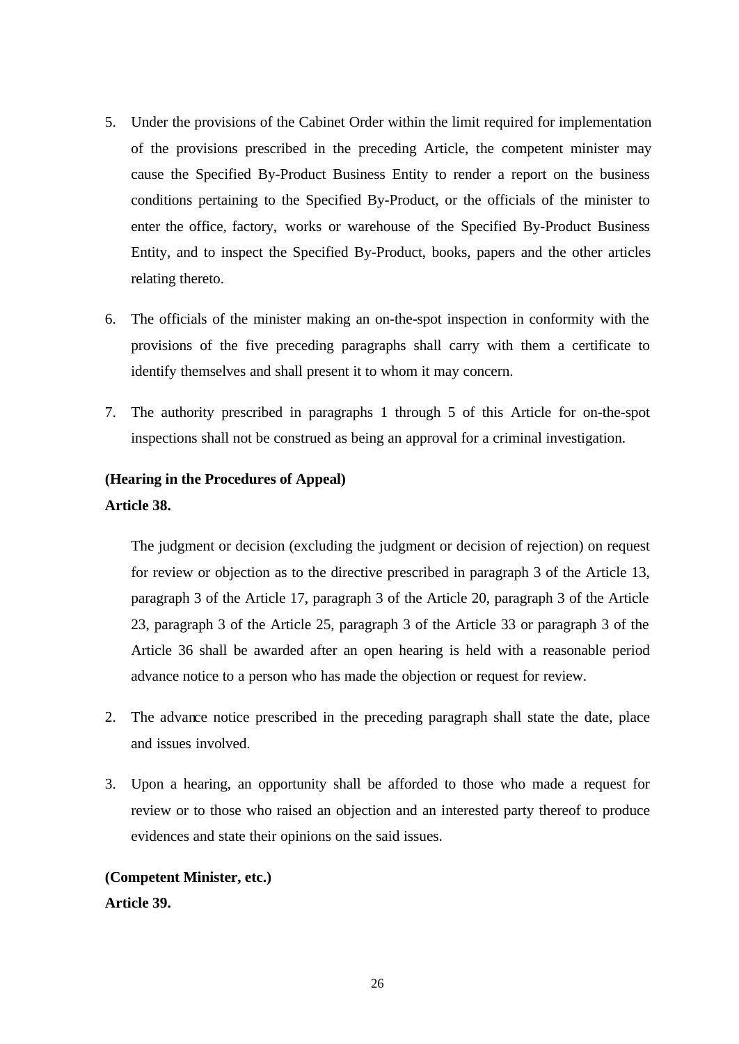5. Under the provisions of the Cabinet Order within the limit required for implementation of the provisions prescribed in the preceding Article, the competent minister may cause the Specified By-Product Business Entity to render a report on the business conditions pertaining to the Specified By-Product, or the officials of the minister to enter the office, factory, works or warehouse of the Specified By-Product Business Entity, and to inspect the Specified By-Product, books, papers and the other articles relating thereto.

6. The officials of the minister making an on-the-spot inspection in conformity with the provisions of the five preceding paragraphs shall carry with them a certificate to identify themselves and shall present it to whom it may concern.

7. The authority prescribed in paragraphs 1 through 5 of this Article for on-the-spot inspections shall not be construed as being an approval for a criminal investigation.

**(Hearing in the Procedures of Appeal)**

**Article 38.**

The judgment or decision (excluding the judgment or decision of rejection) on request for review or objection as to the directive prescribed in paragraph 3 of the Article 13, paragraph 3 of the Article 17, paragraph 3 of the Article 20, paragraph 3 of the Article 23, paragraph 3 of the Article 25, paragraph 3 of the Article 33 or paragraph 3 of the Article 36 shall be awarded after an open hearing is held with a reasonable period advance notice to a person who has made the objection or request for review.

2. The advance notice prescribed in the preceding paragraph shall state the date, place and issues involved.

3. Upon a hearing, an opportunity shall be afforded to those who made a request for review or to those who raised an objection and an interested party thereof to produce evidences and state their opinions on the said issues.

**(Competent Minister, etc.)**

**Article 39.**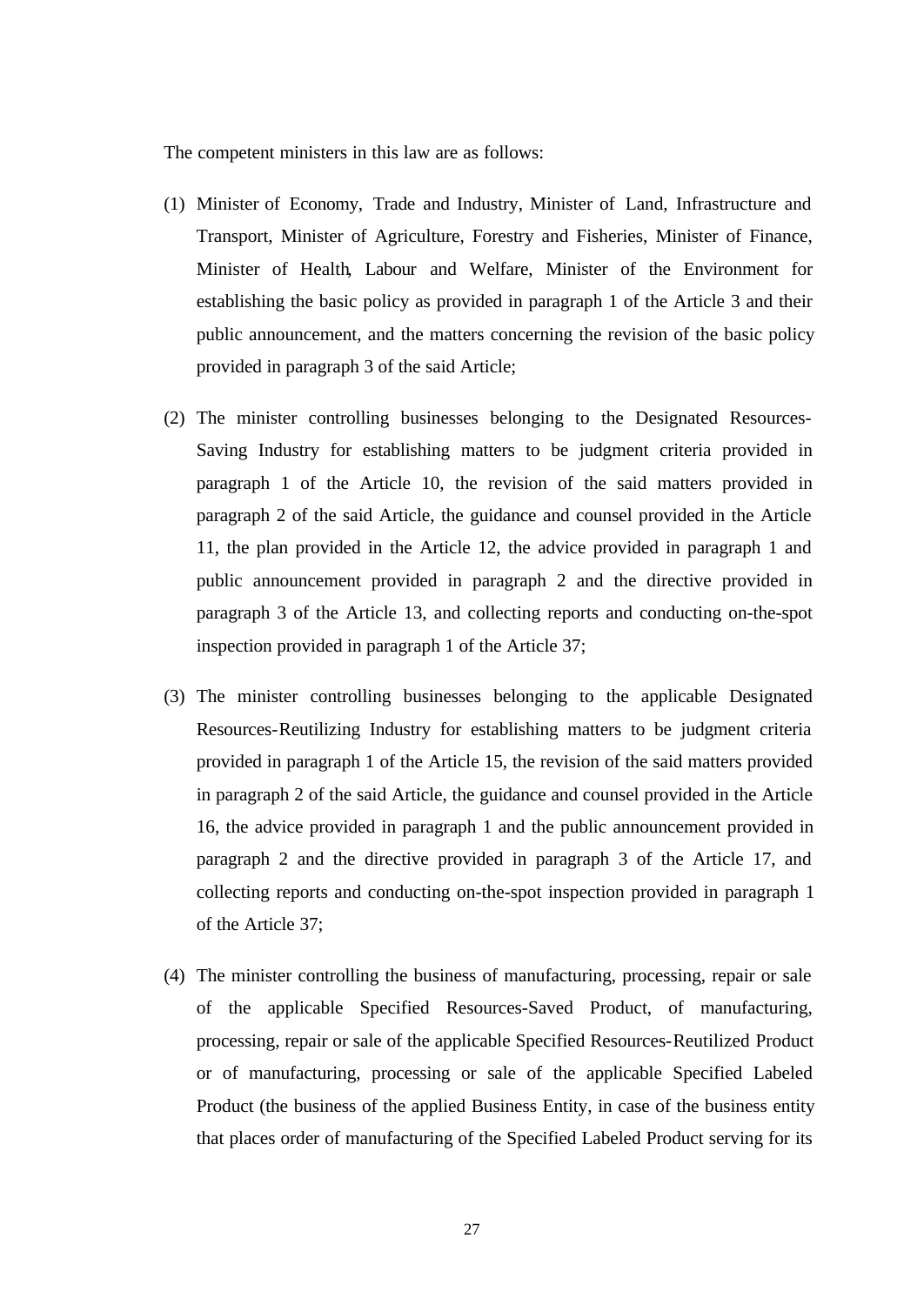The competent ministers in this law are as follows:

(1) Minister of Economy, Trade and Industry, Minister of Land, Infrastructure and Transport, Minister of Agriculture, Forestry and Fisheries, Minister of Finance, Minister of Health, Labour and Welfare, Minister of the Environment for establishing the basic policy as provided in paragraph 1 of the Article 3 and their public announcement, and the matters concerning the revision of the basic policy provided in paragraph 3 of the said Article;

(2) The minister controlling businesses belonging to the Designated Resources-Saving Industry for establishing matters to be judgment criteria provided in paragraph 1 of the Article 10, the revision of the said matters provided in paragraph 2 of the said Article, the guidance and counsel provided in the Article 11, the plan provided in the Article 12, the advice provided in paragraph 1 and public announcement provided in paragraph 2 and the directive provided in paragraph 3 of the Article 13, and collecting reports and conducting on-the-spot inspection provided in paragraph 1 of the Article 37;

(3) The minister controlling businesses belonging to the applicable Designated Resources-Reutilizing Industry for establishing matters to be judgment criteria provided in paragraph 1 of the Article 15, the revision of the said matters provided in paragraph 2 of the said Article, the guidance and counsel provided in the Article 16, the advice provided in paragraph 1 and the public announcement provided in paragraph 2 and the directive provided in paragraph 3 of the Article 17, and collecting reports and conducting on-the-spot inspection provided in paragraph 1 of the Article 37;

(4) The minister controlling the business of manufacturing, processing, repair or sale of the applicable Specified Resources-Saved Product, of manufacturing, processing, repair or sale of the applicable Specified Resources-Reutilized Product or of manufacturing, processing or sale of the applicable Specified Labeled Product (the business of the applied Business Entity, in case of the business entity that places order of manufacturing of the Specified Labeled Product serving for its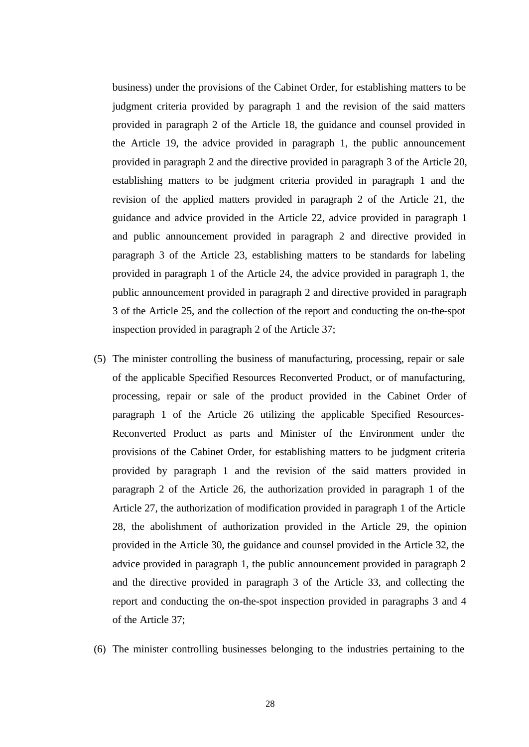business) under the provisions of the Cabinet Order, for establishing matters to be judgment criteria provided by paragraph 1 and the revision of the said matters provided in paragraph 2 of the Article 18, the guidance and counsel provided in the Article 19, the advice provided in paragraph 1, the public announcement provided in paragraph 2 and the directive provided in paragraph 3 of the Article 20, establishing matters to be judgment criteria provided in paragraph 1 and the revision of the applied matters provided in paragraph 2 of the Article 21, the guidance and advice provided in the Article 22, advice provided in paragraph 1 and public announcement provided in paragraph 2 and directive provided in paragraph 3 of the Article 23, establishing matters to be standards for labeling provided in paragraph 1 of the Article 24, the advice provided in paragraph 1, the public announcement provided in paragraph 2 and directive provided in paragraph 3 of the Article 25, and the collection of the report and conducting the on-the-spot inspection provided in paragraph 2 of the Article 37;

(5) The minister controlling the business of manufacturing, processing, repair or sale of the applicable Specified Resources Reconverted Product, or of manufacturing, processing, repair or sale of the product provided in the Cabinet Order of paragraph 1 of the Article 26 utilizing the applicable Specified Resources-Reconverted Product as parts and Minister of the Environment under the provisions of the Cabinet Order, for establishing matters to be judgment criteria provided by paragraph 1 and the revision of the said matters provided in paragraph 2 of the Article 26, the authorization provided in paragraph 1 of the Article 27, the authorization of modification provided in paragraph 1 of the Article 28, the abolishment of authorization provided in the Article 29, the opinion provided in the Article 30, the guidance and counsel provided in the Article 32, the advice provided in paragraph 1, the public announcement provided in paragraph 2 and the directive provided in paragraph 3 of the Article 33, and collecting the report and conducting the on-the-spot inspection provided in paragraphs 3 and 4 of the Article 37;

(6) The minister controlling businesses belonging to the industries pertaining to the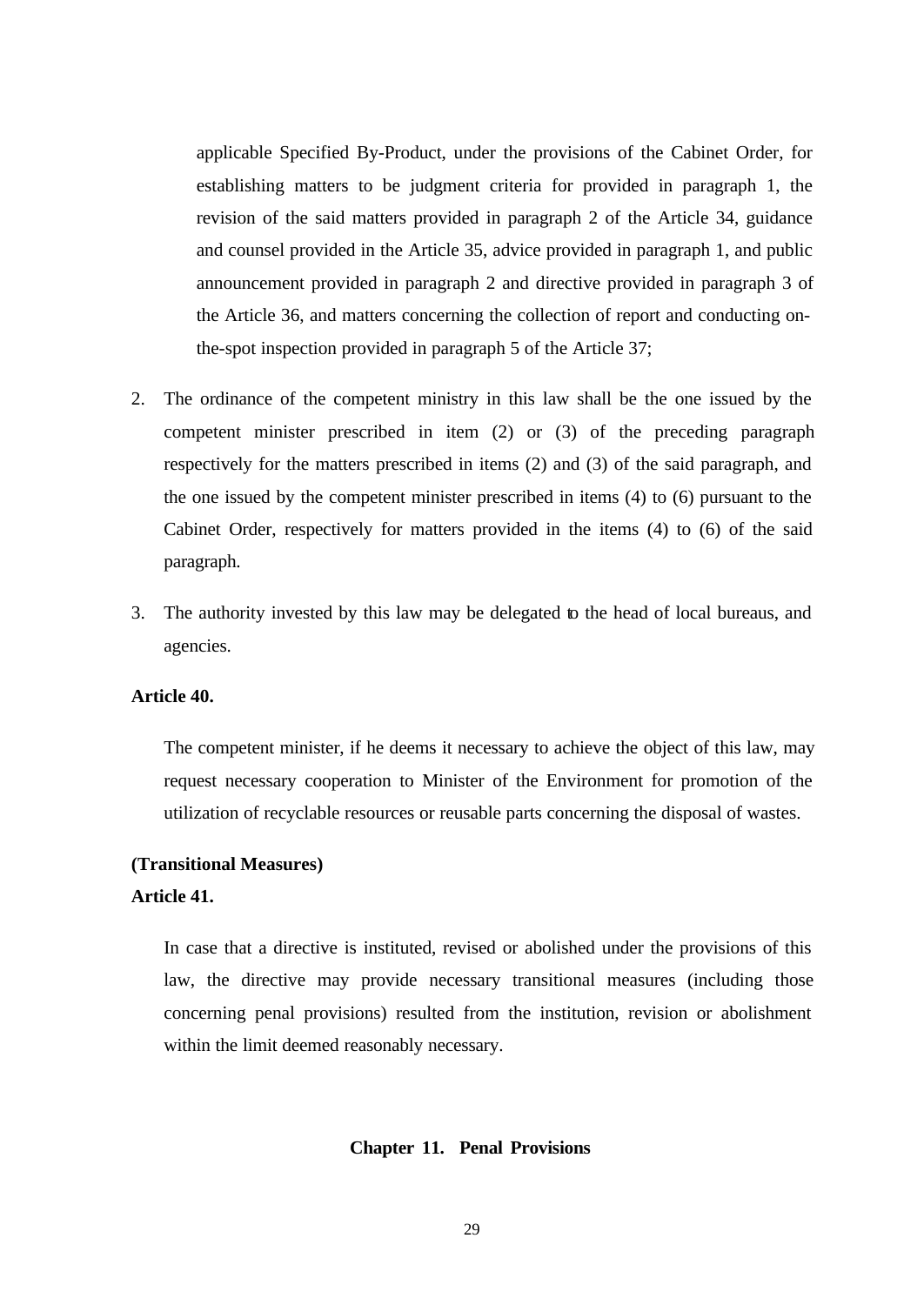applicable Specified By-Product, under the provisions of the Cabinet Order, for establishing matters to be judgment criteria for provided in paragraph 1, the revision of the said matters provided in paragraph 2 of the Article 34, guidance and counsel provided in the Article 35, advice provided in paragraph 1, and public announcement provided in paragraph 2 and directive provided in paragraph 3 of the Article 36, and matters concerning the collection of report and conducting on-the-spot inspection provided in paragraph 5 of the Article 37;

2. The ordinance of the competent ministry in this law shall be the one issued by the competent minister prescribed in item (2) or (3) of the preceding paragraph respectively for the matters prescribed in items (2) and (3) of the said paragraph, and the one issued by the competent minister prescribed in items (4) to (6) pursuant to the Cabinet Order, respectively for matters provided in the items (4) to (6) of the said paragraph.

3. The authority invested by this law may be delegated to the head of local bureaus, and agencies.

**Article 40.**

The competent minister, if he deems it necessary to achieve the object of this law, may request necessary cooperation to Minister of the Environment for promotion of the utilization of recyclable resources or reusable parts concerning the disposal of wastes.

**(Transitional Measures)**

**Article 41.**

In case that a directive is instituted, revised or abolished under the provisions of this law, the directive may provide necessary transitional measures (including those concerning penal provisions) resulted from the institution, revision or abolishment within the limit deemed reasonably necessary.

## Chapter 11. Penal Provisions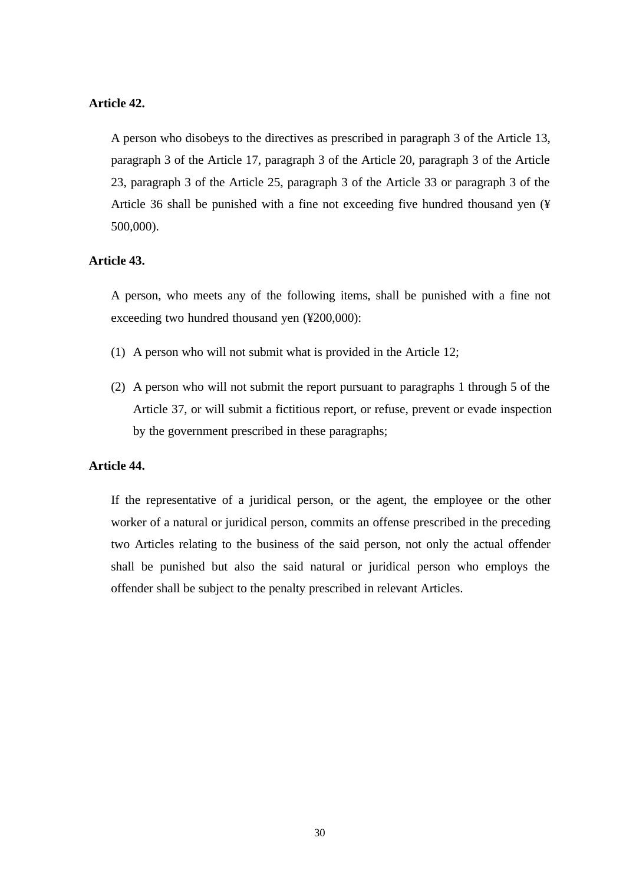**Article 42.**

A person who disobeys to the directives as prescribed in paragraph 3 of the Article 13, paragraph 3 of the Article 17, paragraph 3 of the Article 20, paragraph 3 of the Article 23, paragraph 3 of the Article 25, paragraph 3 of the Article 33 or paragraph 3 of the Article 36 shall be punished with a fine not exceeding five hundred thousand yen (¥500,000).

**Article 43.**

A person, who meets any of the following items, shall be punished with a fine not exceeding two hundred thousand yen (¥200,000):

(1) A person who will not submit what is provided in the Article 12;

(2) A person who will not submit the report pursuant to paragraphs 1 through 5 of the Article 37, or will submit a fictitious report, or refuse, prevent or evade inspection by the government prescribed in these paragraphs;

**Article 44.**

If the representative of a juridical person, or the agent, the employee or the other worker of a natural or juridical person, commits an offense prescribed in the preceding two Articles relating to the business of the said person, not only the actual offender shall be punished but also the said natural or juridical person who employs the offender shall be subject to the penalty prescribed in relevant Articles.